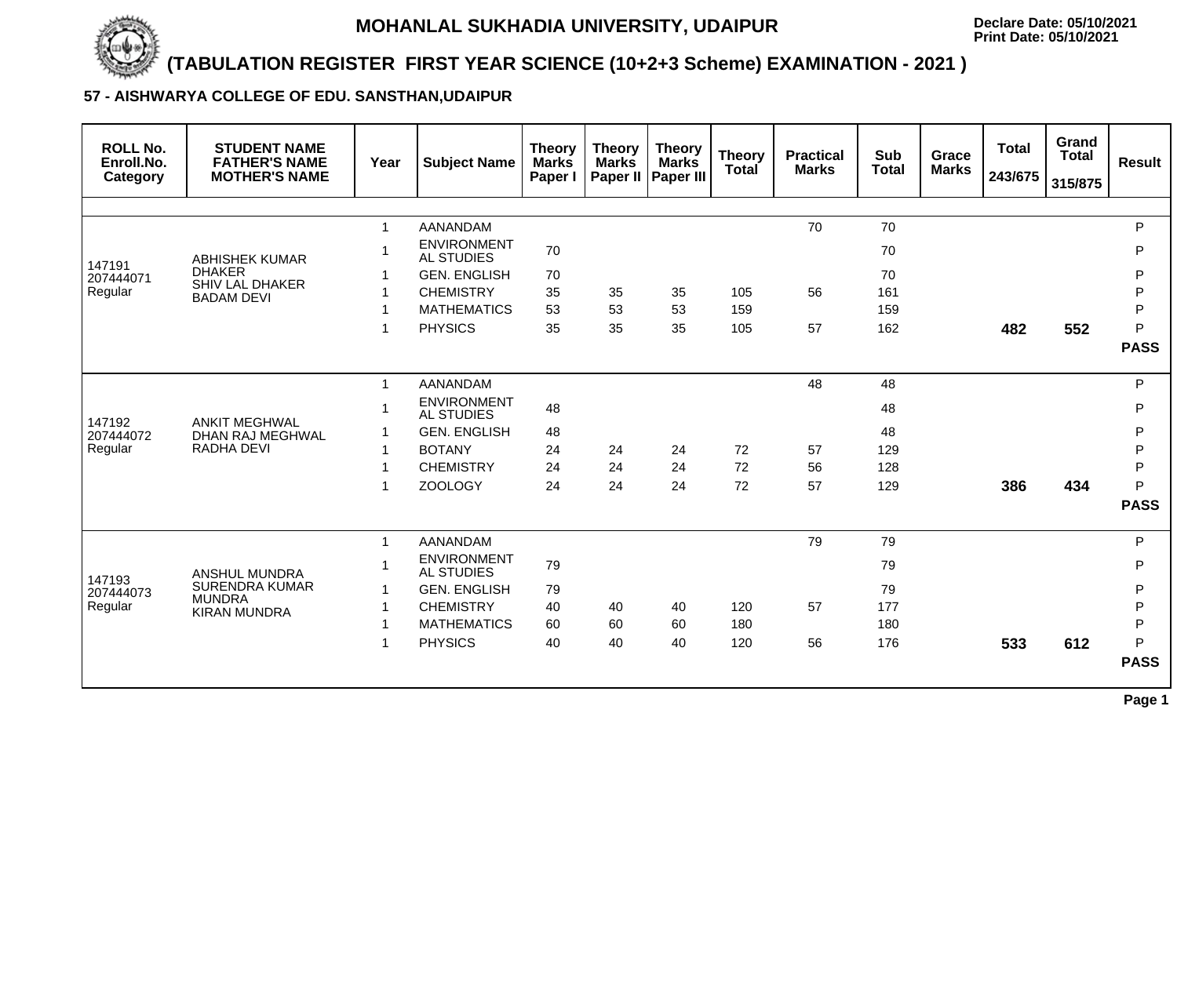# MOHANLAL SUKHADIA UNIVERSITY, UDAIPUR

Declare Date: 05/10/2021
Print Date: 05/10/2021

## (TABULATION REGISTER FIRST YEAR SCIENCE (10+2+3 Scheme) EXAMINATION - 2021 )

### 57 - AISHWARYA COLLEGE OF EDU. SANSTHAN,UDAIPUR

| ROLL No. Enroll.No. Category | STUDENT NAME FATHER'S NAME MOTHER'S NAME | Year | Subject Name | Theory Marks Paper I | Theory Marks Paper II | Theory Marks Paper III | Theory Total | Practical Marks | Sub Total | Grace Marks | Total 243/675 | Grand Total 315/875 | Result |
|---|---|---|---|---|---|---|---|---|---|---|---|---|---|
| 147191 207444071 Regular | ABHISHEK KUMAR DHAKER SHIV LAL DHAKER BADAM DEVI | 1 | AANANDAM | | | | | 70 | 70 | | | | P |
| | | 1 | ENVIRONMENTAL STUDIES | 70 | | | | | 70 | | | | P |
| | | 1 | GEN. ENGLISH | 70 | | | | | 70 | | | | P |
| | | 1 | CHEMISTRY | 35 | 35 | 35 | 105 | 56 | 161 | | | | P |
| | | 1 | MATHEMATICS | 53 | 53 | 53 | 159 | | 159 | | | | P |
| | | 1 | PHYSICS | 35 | 35 | 35 | 105 | 57 | 162 | | **482** | **552** | P |
| | | | | | | | | | | | | | **PASS** |
| 147192 207444072 Regular | ANKIT MEGHWAL DHAN RAJ MEGHWAL RADHA DEVI | 1 | AANANDAM | | | | | 48 | 48 | | | | P |
| | | 1 | ENVIRONMENTAL STUDIES | 48 | | | | | 48 | | | | P |
| | | 1 | GEN. ENGLISH | 48 | | | | | 48 | | | | P |
| | | 1 | BOTANY | 24 | 24 | 24 | 72 | 57 | 129 | | | | P |
| | | 1 | CHEMISTRY | 24 | 24 | 24 | 72 | 56 | 128 | | | | P |
| | | 1 | ZOOLOGY | 24 | 24 | 24 | 72 | 57 | 129 | | **386** | **434** | P |
| | | | | | | | | | | | | | **PASS** |
| 147193 207444073 Regular | ANSHUL MUNDRA SURENDRA KUMAR MUNDRA KIRAN MUNDRA | 1 | AANANDAM | | | | | 79 | 79 | | | | P |
| | | 1 | ENVIRONMENTAL STUDIES | 79 | | | | | 79 | | | | P |
| | | 1 | GEN. ENGLISH | 79 | | | | | 79 | | | | P |
| | | 1 | CHEMISTRY | 40 | 40 | 40 | 120 | 57 | 177 | | | | P |
| | | 1 | MATHEMATICS | 60 | 60 | 60 | 180 | | 180 | | | | P |
| | | 1 | PHYSICS | 40 | 40 | 40 | 120 | 56 | 176 | | **533** | **612** | P |
| | | | | | | | | | | | | | **PASS** |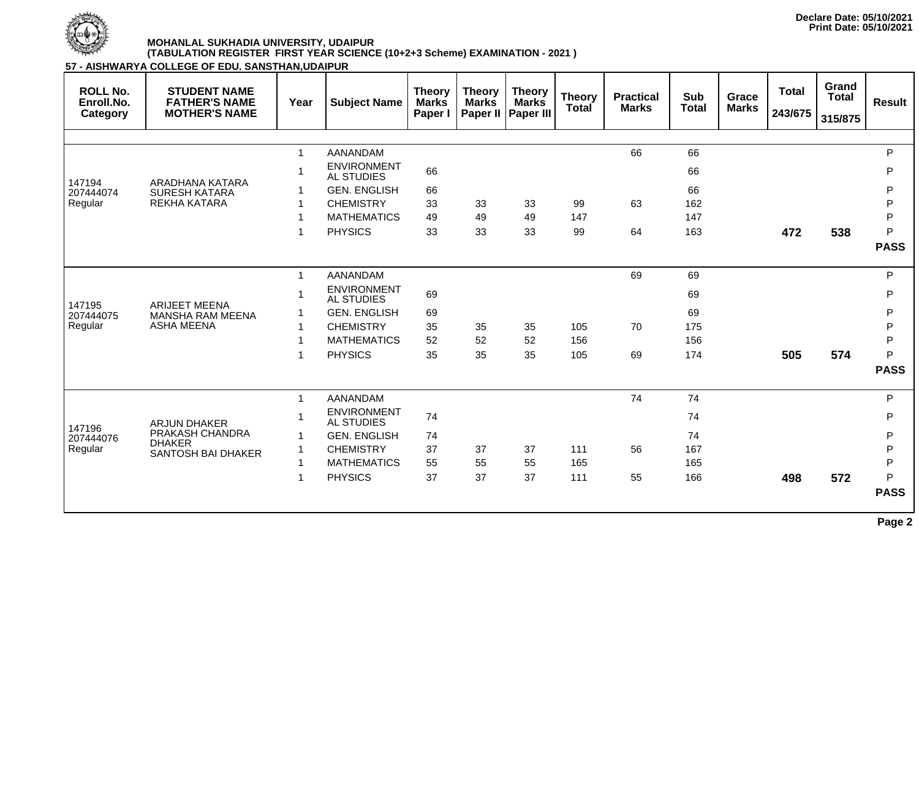Declare Date: 05/10/2021
Print Date: 05/10/2021

**MOHANLAL SUKHADIA UNIVERSITY, UDAIPUR**
**(TABULATION REGISTER FIRST YEAR SCIENCE (10+2+3 Scheme) EXAMINATION - 2021 )**

**57 - AISHWARYA COLLEGE OF EDU. SANSTHAN,UDAIPUR**

| ROLL No. Enroll.No. Category | STUDENT NAME FATHER'S NAME MOTHER'S NAME | Year | Subject Name | Theory Marks Paper I | Theory Marks Paper II | Theory Marks Paper III | Theory Total | Practical Marks | Sub Total | Grace Marks | Total 243/675 | Grand Total 315/875 | Result |
|---|---|---|---|---|---|---|---|---|---|---|---|---|---|
| 147194 207444074 Regular | ARADHANA KATARA SURESH KATARA REKHA KATARA | 1 | AANANDAM | | | | | 66 | 66 | | | | P |
| | | 1 | ENVIRONMENTAL STUDIES | 66 | | | | | 66 | | | | P |
| | | 1 | GEN. ENGLISH | 66 | | | | | 66 | | | | P |
| | | 1 | CHEMISTRY | 33 | 33 | 33 | 99 | 63 | 162 | | | | P |
| | | 1 | MATHEMATICS | 49 | 49 | 49 | 147 | | 147 | | | | P |
| | | 1 | PHYSICS | 33 | 33 | 33 | 99 | 64 | 163 | | **472** | **538** | P |
| | | | | | | | | | | | | | **PASS** |
| 147195 207444075 Regular | ARIJEET MEENA MANSHA RAM MEENA ASHA MEENA | 1 | AANANDAM | | | | | 69 | 69 | | | | P |
| | | 1 | ENVIRONMENTAL STUDIES | 69 | | | | | 69 | | | | P |
| | | 1 | GEN. ENGLISH | 69 | | | | | 69 | | | | P |
| | | 1 | CHEMISTRY | 35 | 35 | 35 | 105 | 70 | 175 | | | | P |
| | | 1 | MATHEMATICS | 52 | 52 | 52 | 156 | | 156 | | | | P |
| | | 1 | PHYSICS | 35 | 35 | 35 | 105 | 69 | 174 | | **505** | **574** | P |
| | | | | | | | | | | | | | **PASS** |
| 147196 207444076 Regular | ARJUN DHAKER PRAKASH CHANDRA DHAKER SANTOSH BAI DHAKER | 1 | AANANDAM | | | | | 74 | 74 | | | | P |
| | | 1 | ENVIRONMENTAL STUDIES | 74 | | | | | 74 | | | | P |
| | | 1 | GEN. ENGLISH | 74 | | | | | 74 | | | | P |
| | | 1 | CHEMISTRY | 37 | 37 | 37 | 111 | 56 | 167 | | | | P |
| | | 1 | MATHEMATICS | 55 | 55 | 55 | 165 | | 165 | | | | P |
| | | 1 | PHYSICS | 37 | 37 | 37 | 111 | 55 | 166 | | **498** | **572** | P |
| | | | | | | | | | | | | | **PASS** |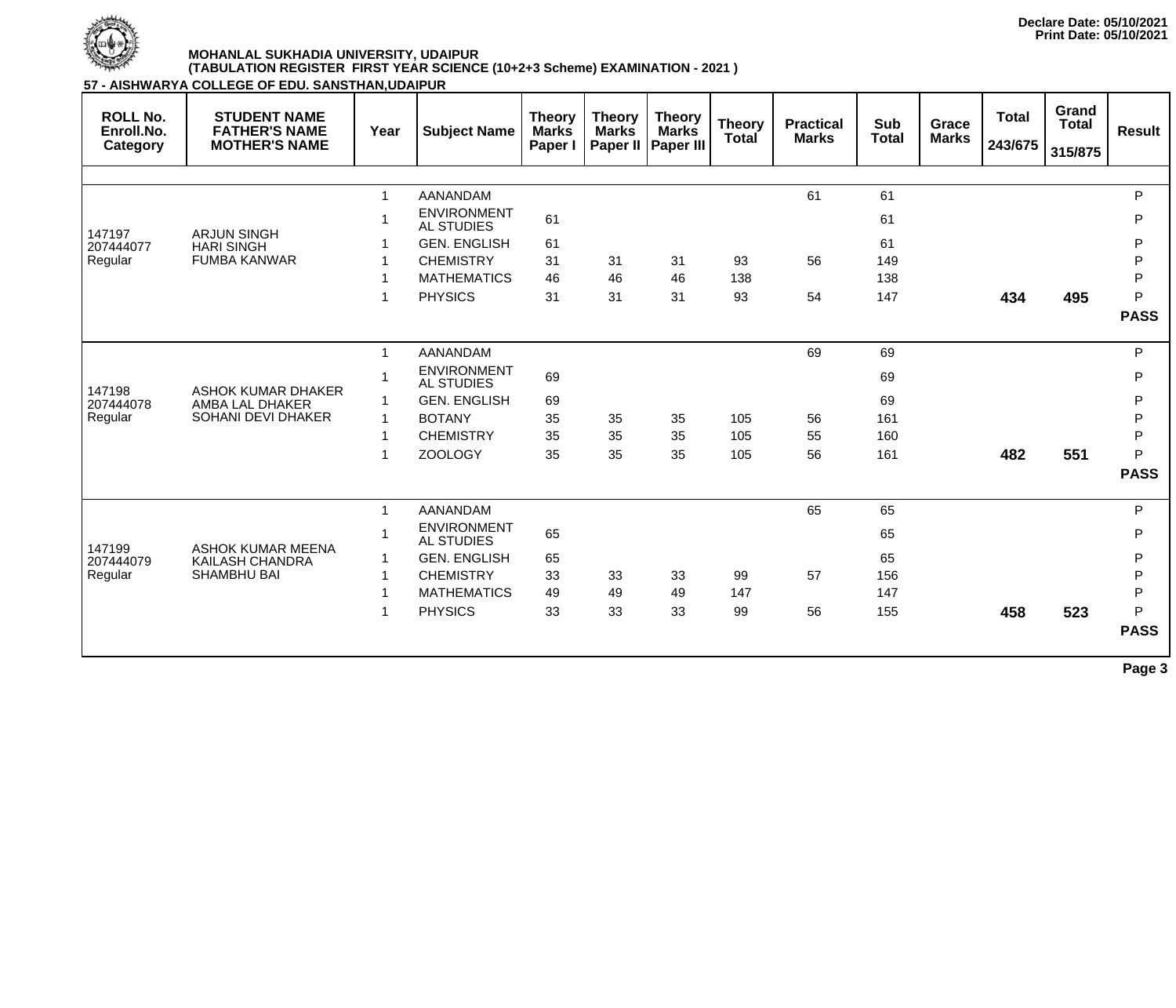Declare Date: 05/10/2021
Print Date: 05/10/2021

**MOHANLAL SUKHADIA UNIVERSITY, UDAIPUR**
**(TABULATION REGISTER FIRST YEAR SCIENCE (10+2+3 Scheme) EXAMINATION - 2021 )**

**57 - AISHWARYA COLLEGE OF EDU. SANSTHAN,UDAIPUR**

| ROLL No. Enroll.No. Category | STUDENT NAME FATHER'S NAME MOTHER'S NAME | Year | Subject Name | Theory Marks Paper I | Theory Marks Paper II | Theory Marks Paper III | Theory Total | Practical Marks | Sub Total | Grace Marks | Total 243/675 | Grand Total 315/875 | Result |
|---|---|---|---|---|---|---|---|---|---|---|---|---|---|
| 147197 207444077 Regular | ARJUN SINGH HARI SINGH FUMBA KANWAR | 1 | AANANDAM | | | | | 61 | 61 | | | | P |
| | | 1 | ENVIRONMENTAL STUDIES | 61 | | | | | 61 | | | | P |
| | | 1 | GEN. ENGLISH | 61 | | | | | 61 | | | | P |
| | | 1 | CHEMISTRY | 31 | 31 | 31 | 93 | 56 | 149 | | | | P |
| | | 1 | MATHEMATICS | 46 | 46 | 46 | 138 | | 138 | | | | P |
| | | 1 | PHYSICS | 31 | 31 | 31 | 93 | 54 | 147 | | **434** | **495** | P |
| | | | | | | | | | | | | | **PASS** |
| 147198 207444078 Regular | ASHOK KUMAR DHAKER AMBA LAL DHAKER SOHANI DEVI DHAKER | 1 | AANANDAM | | | | | 69 | 69 | | | | P |
| | | 1 | ENVIRONMENTAL STUDIES | 69 | | | | | 69 | | | | P |
| | | 1 | GEN. ENGLISH | 69 | | | | | 69 | | | | P |
| | | 1 | BOTANY | 35 | 35 | 35 | 105 | 56 | 161 | | | | P |
| | | 1 | CHEMISTRY | 35 | 35 | 35 | 105 | 55 | 160 | | | | P |
| | | 1 | ZOOLOGY | 35 | 35 | 35 | 105 | 56 | 161 | | **482** | **551** | P |
| | | | | | | | | | | | | | **PASS** |
| 147199 207444079 Regular | ASHOK KUMAR MEENA KAILASH CHANDRA SHAMBHU BAI | 1 | AANANDAM | | | | | 65 | 65 | | | | P |
| | | 1 | ENVIRONMENTAL STUDIES | 65 | | | | | 65 | | | | P |
| | | 1 | GEN. ENGLISH | 65 | | | | | 65 | | | | P |
| | | 1 | CHEMISTRY | 33 | 33 | 33 | 99 | 57 | 156 | | | | P |
| | | 1 | MATHEMATICS | 49 | 49 | 49 | 147 | | 147 | | | | P |
| | | 1 | PHYSICS | 33 | 33 | 33 | 99 | 56 | 155 | | **458** | **523** | P |
| | | | | | | | | | | | | | **PASS** |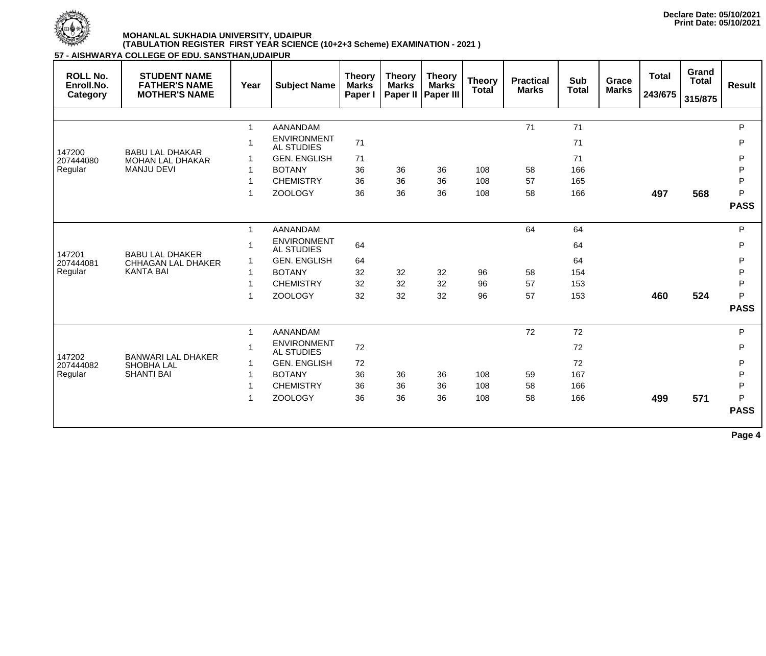Declare Date: 05/10/2021
Print Date: 05/10/2021

**MOHANLAL SUKHADIA UNIVERSITY, UDAIPUR**
**(TABULATION REGISTER FIRST YEAR SCIENCE (10+2+3 Scheme) EXAMINATION - 2021 )**

**57 - AISHWARYA COLLEGE OF EDU. SANSTHAN,UDAIPUR**

| ROLL No. Enroll.No. Category | STUDENT NAME FATHER'S NAME MOTHER'S NAME | Year | Subject Name | Theory Marks Paper I | Theory Marks Paper II | Theory Marks Paper III | Theory Total | Practical Marks | Sub Total | Grace Marks | Total 243/675 | Grand Total 315/875 | Result |
|---|---|---|---|---|---|---|---|---|---|---|---|---|---|
| 147200 207444080 Regular | BABU LAL DHAKAR MOHAN LAL DHAKAR MANJU DEVI | 1 | AANANDAM | | | | | 71 | 71 | | | | P |
| | | 1 | ENVIRONMENTAL STUDIES | 71 | | | | | 71 | | | | P |
| | | 1 | GEN. ENGLISH | 71 | | | | | 71 | | | | P |
| | | 1 | BOTANY | 36 | 36 | 36 | 108 | 58 | 166 | | | | P |
| | | 1 | CHEMISTRY | 36 | 36 | 36 | 108 | 57 | 165 | | | | P |
| | | 1 | ZOOLOGY | 36 | 36 | 36 | 108 | 58 | 166 | | **497** | **568** | P |
| | | | | | | | | | | | | | **PASS** |
| 147201 207444081 Regular | BABU LAL DHAKER CHHAGAN LAL DHAKER KANTA BAI | 1 | AANANDAM | | | | | 64 | 64 | | | | P |
| | | 1 | ENVIRONMENTAL STUDIES | 64 | | | | | 64 | | | | P |
| | | 1 | GEN. ENGLISH | 64 | | | | | 64 | | | | P |
| | | 1 | BOTANY | 32 | 32 | 32 | 96 | 58 | 154 | | | | P |
| | | 1 | CHEMISTRY | 32 | 32 | 32 | 96 | 57 | 153 | | | | P |
| | | 1 | ZOOLOGY | 32 | 32 | 32 | 96 | 57 | 153 | | **460** | **524** | P |
| | | | | | | | | | | | | | **PASS** |
| 147202 207444082 Regular | BANWARI LAL DHAKER SHOBHA LAL SHANTI BAI | 1 | AANANDAM | | | | | 72 | 72 | | | | P |
| | | 1 | ENVIRONMENTAL STUDIES | 72 | | | | | 72 | | | | P |
| | | 1 | GEN. ENGLISH | 72 | | | | | 72 | | | | P |
| | | 1 | BOTANY | 36 | 36 | 36 | 108 | 59 | 167 | | | | P |
| | | 1 | CHEMISTRY | 36 | 36 | 36 | 108 | 58 | 166 | | | | P |
| | | 1 | ZOOLOGY | 36 | 36 | 36 | 108 | 58 | 166 | | **499** | **571** | P |
| | | | | | | | | | | | | | **PASS** |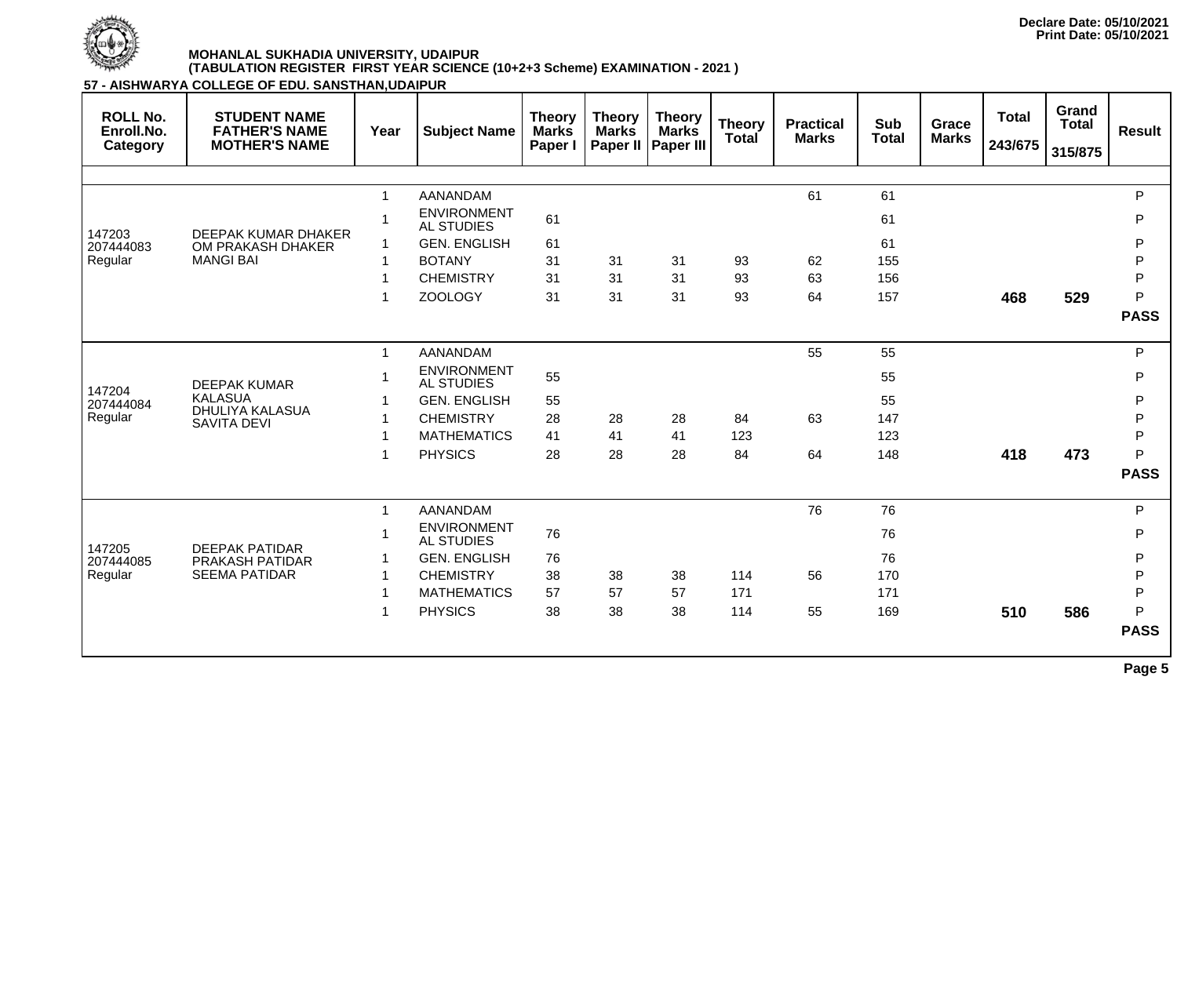Declare Date: 05/10/2021
Print Date: 05/10/2021

**MOHANLAL SUKHADIA UNIVERSITY, UDAIPUR**
**(TABULATION REGISTER FIRST YEAR SCIENCE (10+2+3 Scheme) EXAMINATION - 2021 )**

**57 - AISHWARYA COLLEGE OF EDU. SANSTHAN,UDAIPUR**

| ROLL No. Enroll.No. Category | STUDENT NAME FATHER'S NAME MOTHER'S NAME | Year | Subject Name | Theory Marks Paper I | Theory Marks Paper II | Theory Marks Paper III | Theory Total | Practical Marks | Sub Total | Grace Marks | Total 243/675 | Grand Total 315/875 | Result |
|---|---|---|---|---|---|---|---|---|---|---|---|---|---|
| 147203 207444083 Regular | DEEPAK KUMAR DHAKER OM PRAKASH DHAKER MANGI BAI | 1 | AANANDAM | | | | | 61 | 61 | | | | P |
| | | 1 | ENVIRONMENTAL STUDIES | 61 | | | | | 61 | | | | P |
| | | 1 | GEN. ENGLISH | 61 | | | | | 61 | | | | P |
| | | 1 | BOTANY | 31 | 31 | 31 | 93 | 62 | 155 | | | | P |
| | | 1 | CHEMISTRY | 31 | 31 | 31 | 93 | 63 | 156 | | | | P |
| | | 1 | ZOOLOGY | 31 | 31 | 31 | 93 | 64 | 157 | | **468** | **529** | P |
| | | | | | | | | | | | | | **PASS** |
| 147204 207444084 Regular | DEEPAK KUMAR KALASUA DHULIYA KALASUA SAVITA DEVI | 1 | AANANDAM | | | | | 55 | 55 | | | | P |
| | | 1 | ENVIRONMENTAL STUDIES | 55 | | | | | 55 | | | | P |
| | | 1 | GEN. ENGLISH | 55 | | | | | 55 | | | | P |
| | | 1 | CHEMISTRY | 28 | 28 | 28 | 84 | 63 | 147 | | | | P |
| | | 1 | MATHEMATICS | 41 | 41 | 41 | 123 | | 123 | | | | P |
| | | 1 | PHYSICS | 28 | 28 | 28 | 84 | 64 | 148 | | **418** | **473** | P |
| | | | | | | | | | | | | | **PASS** |
| 147205 207444085 Regular | DEEPAK PATIDAR PRAKASH PATIDAR SEEMA PATIDAR | 1 | AANANDAM | | | | | 76 | 76 | | | | P |
| | | 1 | ENVIRONMENTAL STUDIES | 76 | | | | | 76 | | | | P |
| | | 1 | GEN. ENGLISH | 76 | | | | | 76 | | | | P |
| | | 1 | CHEMISTRY | 38 | 38 | 38 | 114 | 56 | 170 | | | | P |
| | | 1 | MATHEMATICS | 57 | 57 | 57 | 171 | | 171 | | | | P |
| | | 1 | PHYSICS | 38 | 38 | 38 | 114 | 55 | 169 | | **510** | **586** | P |
| | | | | | | | | | | | | | **PASS** |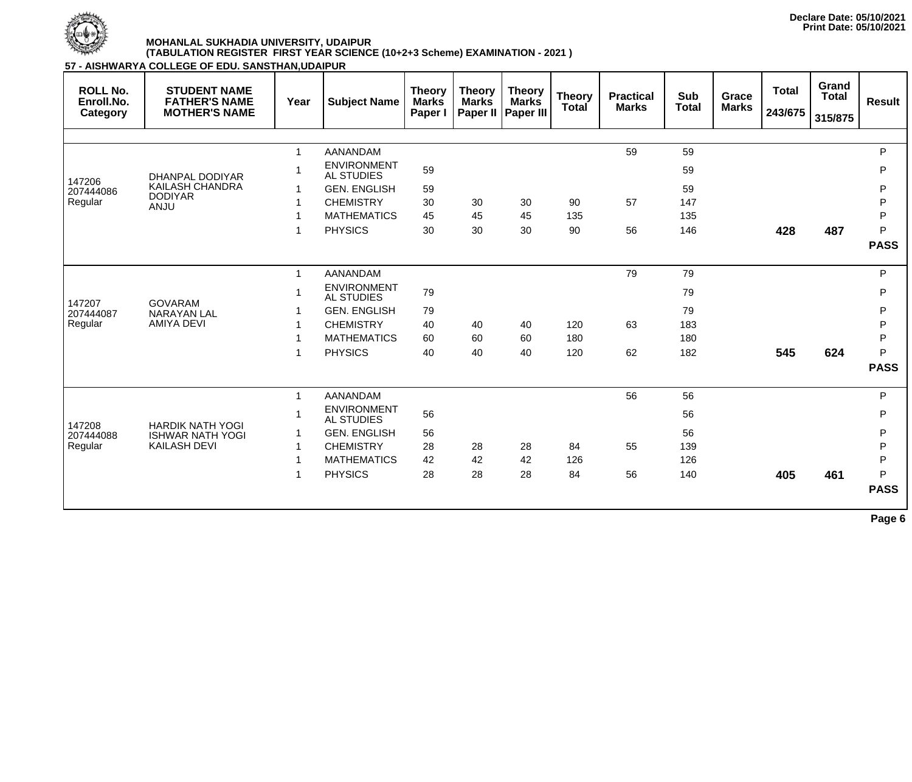Declare Date: 05/10/2021
Print Date: 05/10/2021

**MOHANLAL SUKHADIA UNIVERSITY, UDAIPUR**
**(TABULATION REGISTER FIRST YEAR SCIENCE (10+2+3 Scheme) EXAMINATION - 2021 )**

**57 - AISHWARYA COLLEGE OF EDU. SANSTHAN,UDAIPUR**

| ROLL No. Enroll.No. Category | STUDENT NAME FATHER'S NAME MOTHER'S NAME | Year | Subject Name | Theory Marks Paper I | Theory Marks Paper II | Theory Marks Paper III | Theory Total | Practical Marks | Sub Total | Grace Marks | Total 243/675 | Grand Total 315/875 | Result |
|---|---|---|---|---|---|---|---|---|---|---|---|---|---|
| 147206 207444086 Regular | DHANPAL DODIYAR KAILASH CHANDRA DODIYAR ANJU | 1 | AANANDAM | | | | | 59 | 59 | | | | P |
| | | 1 | ENVIRONMENTAL STUDIES | 59 | | | | | 59 | | | | P |
| | | 1 | GEN. ENGLISH | 59 | | | | | 59 | | | | P |
| | | 1 | CHEMISTRY | 30 | 30 | 30 | 90 | 57 | 147 | | | | P |
| | | 1 | MATHEMATICS | 45 | 45 | 45 | 135 | | 135 | | | | P |
| | | 1 | PHYSICS | 30 | 30 | 30 | 90 | 56 | 146 | | **428** | **487** | P |
| | | | | | | | | | | | | | **PASS** |
| 147207 207444087 Regular | GOVARAM NARAYAN LAL AMIYA DEVI | 1 | AANANDAM | | | | | 79 | 79 | | | | P |
| | | 1 | ENVIRONMENTAL STUDIES | 79 | | | | | 79 | | | | P |
| | | 1 | GEN. ENGLISH | 79 | | | | | 79 | | | | P |
| | | 1 | CHEMISTRY | 40 | 40 | 40 | 120 | 63 | 183 | | | | P |
| | | 1 | MATHEMATICS | 60 | 60 | 60 | 180 | | 180 | | | | P |
| | | 1 | PHYSICS | 40 | 40 | 40 | 120 | 62 | 182 | | **545** | **624** | P |
| | | | | | | | | | | | | | **PASS** |
| 147208 207444088 Regular | HARDIK NATH YOGI ISHWAR NATH YOGI KAILASH DEVI | 1 | AANANDAM | | | | | 56 | 56 | | | | P |
| | | 1 | ENVIRONMENTAL STUDIES | 56 | | | | | 56 | | | | P |
| | | 1 | GEN. ENGLISH | 56 | | | | | 56 | | | | P |
| | | 1 | CHEMISTRY | 28 | 28 | 28 | 84 | 55 | 139 | | | | P |
| | | 1 | MATHEMATICS | 42 | 42 | 42 | 126 | | 126 | | | | P |
| | | 1 | PHYSICS | 28 | 28 | 28 | 84 | 56 | 140 | | **405** | **461** | P |
| | | | | | | | | | | | | | **PASS** |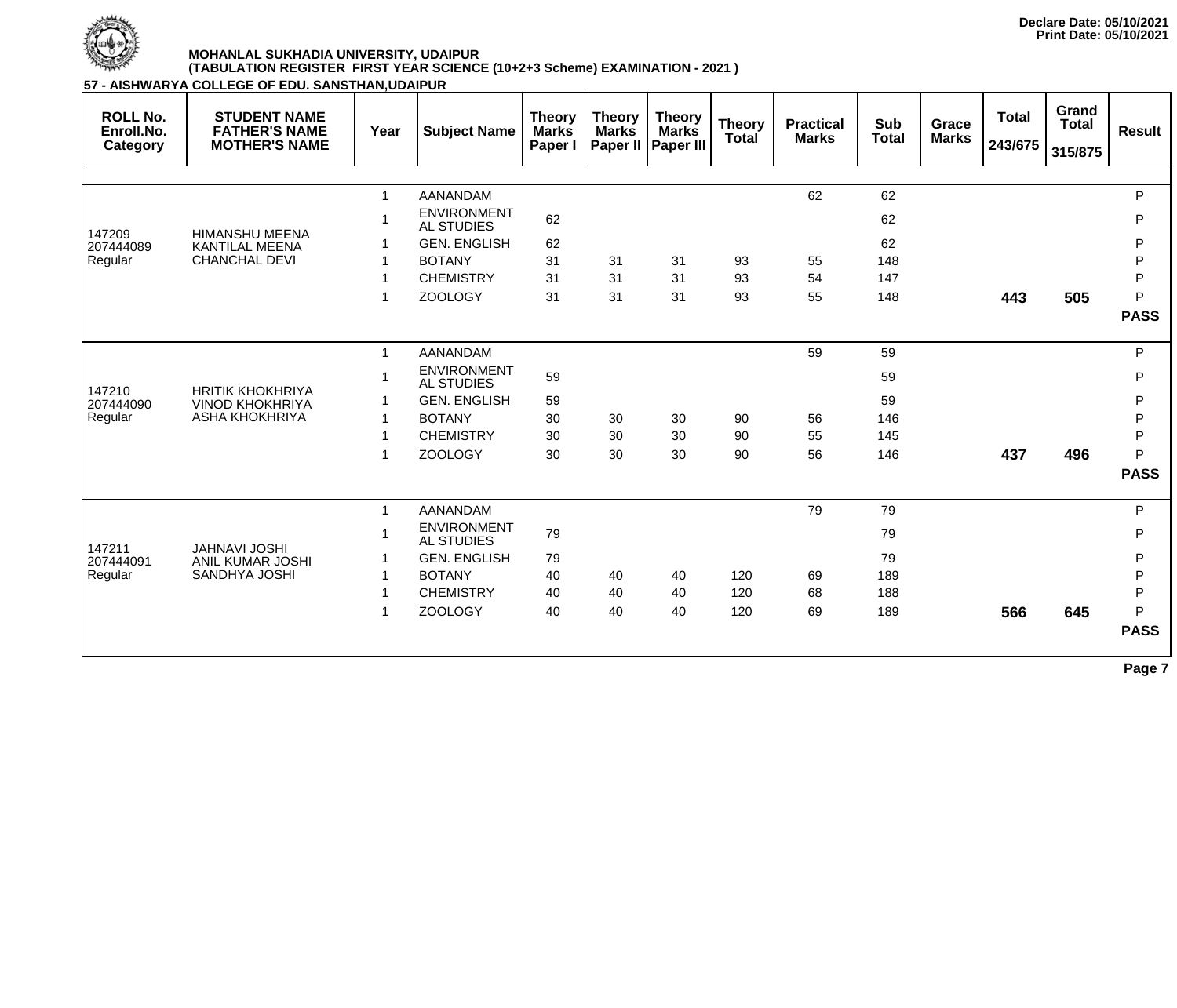Declare Date: 05/10/2021
Print Date: 05/10/2021

**MOHANLAL SUKHADIA UNIVERSITY, UDAIPUR**
**(TABULATION REGISTER FIRST YEAR SCIENCE (10+2+3 Scheme) EXAMINATION - 2021 )**

**57 - AISHWARYA COLLEGE OF EDU. SANSTHAN,UDAIPUR**

| ROLL No. Enroll.No. Category | STUDENT NAME FATHER'S NAME MOTHER'S NAME | Year | Subject Name | Theory Marks Paper I | Theory Marks Paper II | Theory Marks Paper III | Theory Total | Practical Marks | Sub Total | Grace Marks | Total 243/675 | Grand Total 315/875 | Result |
|---|---|---|---|---|---|---|---|---|---|---|---|---|---|
| 147209 207444089 Regular | HIMANSHU MEENA KANTILAL MEENA CHANCHAL DEVI | 1 | AANANDAM | | | | | 62 | 62 | | | | P |
| | | 1 | ENVIRONMENTAL STUDIES | 62 | | | | | 62 | | | | P |
| | | 1 | GEN. ENGLISH | 62 | | | | | 62 | | | | P |
| | | 1 | BOTANY | 31 | 31 | 31 | 93 | 55 | 148 | | | | P |
| | | 1 | CHEMISTRY | 31 | 31 | 31 | 93 | 54 | 147 | | | | P |
| | | 1 | ZOOLOGY | 31 | 31 | 31 | 93 | 55 | 148 | | **443** | **505** | P |
| | | | | | | | | | | | | | **PASS** |
| 147210 207444090 Regular | HRITIK KHOKHRIYA VINOD KHOKHRIYA ASHA KHOKHRIYA | 1 | AANANDAM | | | | | 59 | 59 | | | | P |
| | | 1 | ENVIRONMENTAL STUDIES | 59 | | | | | 59 | | | | P |
| | | 1 | GEN. ENGLISH | 59 | | | | | 59 | | | | P |
| | | 1 | BOTANY | 30 | 30 | 30 | 90 | 56 | 146 | | | | P |
| | | 1 | CHEMISTRY | 30 | 30 | 30 | 90 | 55 | 145 | | | | P |
| | | 1 | ZOOLOGY | 30 | 30 | 30 | 90 | 56 | 146 | | **437** | **496** | P |
| | | | | | | | | | | | | | **PASS** |
| 147211 207444091 Regular | JAHNAVI JOSHI ANIL KUMAR JOSHI SANDHYA JOSHI | 1 | AANANDAM | | | | | 79 | 79 | | | | P |
| | | 1 | ENVIRONMENTAL STUDIES | 79 | | | | | 79 | | | | P |
| | | 1 | GEN. ENGLISH | 79 | | | | | 79 | | | | P |
| | | 1 | BOTANY | 40 | 40 | 40 | 120 | 69 | 189 | | | | P |
| | | 1 | CHEMISTRY | 40 | 40 | 40 | 120 | 68 | 188 | | | | P |
| | | 1 | ZOOLOGY | 40 | 40 | 40 | 120 | 69 | 189 | | **566** | **645** | P |
| | | | | | | | | | | | | | **PASS** |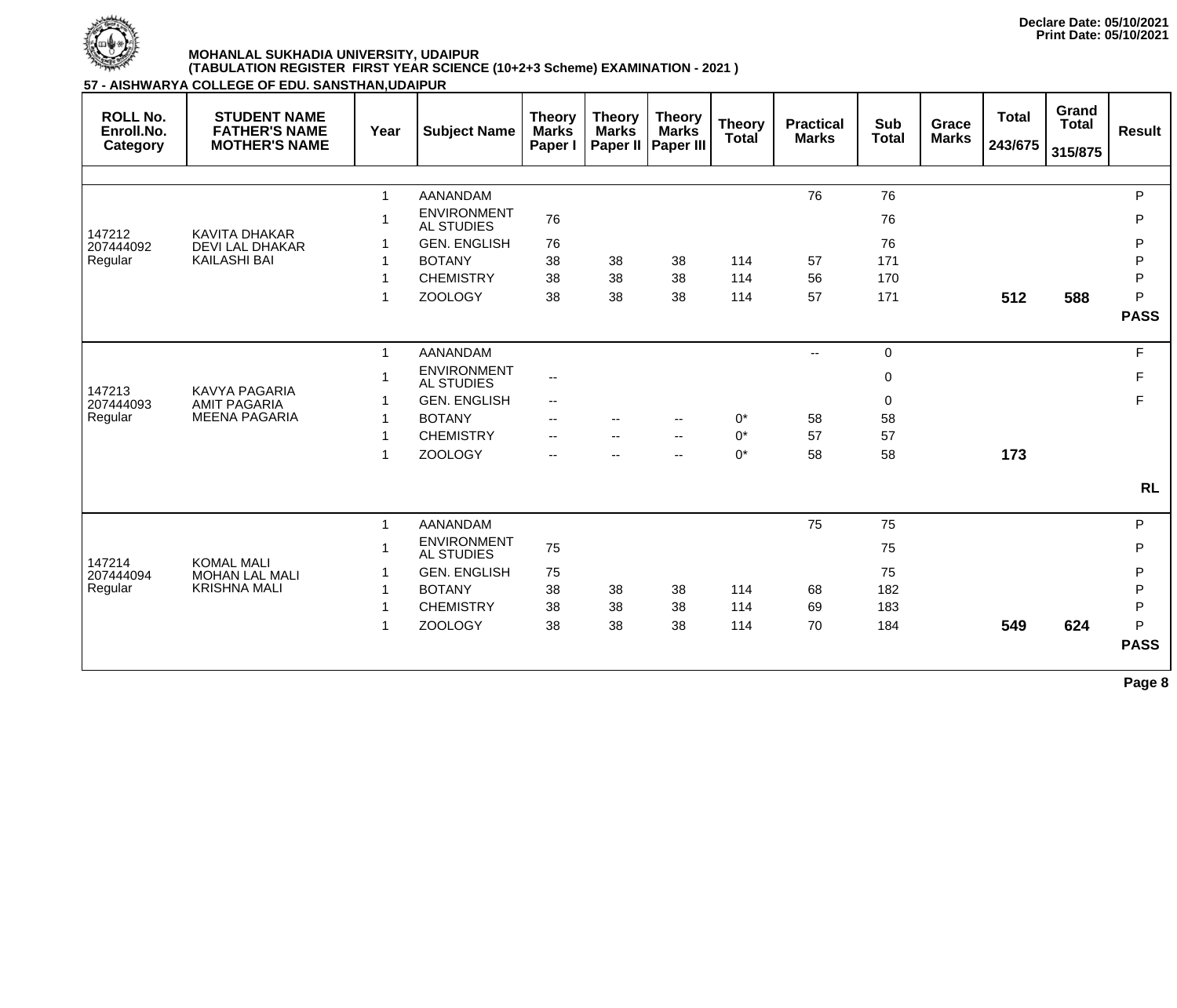Declare Date: 05/10/2021
Print Date: 05/10/2021

**MOHANLAL SUKHADIA UNIVERSITY, UDAIPUR**
**(TABULATION REGISTER FIRST YEAR SCIENCE (10+2+3 Scheme) EXAMINATION - 2021 )**

**57 - AISHWARYA COLLEGE OF EDU. SANSTHAN,UDAIPUR**

| ROLL No. Enroll.No. Category | STUDENT NAME FATHER'S NAME MOTHER'S NAME | Year | Subject Name | Theory Marks Paper I | Theory Marks Paper II | Theory Marks Paper III | Theory Total | Practical Marks | Sub Total | Grace Marks | Total 243/675 | Grand Total 315/875 | Result |
|---|---|---|---|---|---|---|---|---|---|---|---|---|---|
| 147212 207444092 Regular | KAVITA DHAKAR DEVI LAL DHAKAR KAILASHI BAI | 1 | AANANDAM | | | | | 76 | 76 | | | | P |
| | | 1 | ENVIRONMENTAL STUDIES | 76 | | | | | 76 | | | | P |
| | | 1 | GEN. ENGLISH | 76 | | | | | 76 | | | | P |
| | | 1 | BOTANY | 38 | 38 | 38 | 114 | 57 | 171 | | | | P |
| | | 1 | CHEMISTRY | 38 | 38 | 38 | 114 | 56 | 170 | | | | P |
| | | 1 | ZOOLOGY | 38 | 38 | 38 | 114 | 57 | 171 | | **512** | **588** | P |
| | | | | | | | | | | | | | **PASS** |
| 147213 207444093 Regular | KAVYA PAGARIA AMIT PAGARIA MEENA PAGARIA | 1 | AANANDAM | | | | | -- | 0 | | | | F |
| | | 1 | ENVIRONMENTAL STUDIES | -- | | | | | 0 | | | | F |
| | | 1 | GEN. ENGLISH | -- | | | | | 0 | | | | F |
| | | 1 | BOTANY | -- | -- | -- | 0* | 58 | 58 | | | | |
| | | 1 | CHEMISTRY | -- | -- | -- | 0* | 57 | 57 | | | | |
| | | 1 | ZOOLOGY | -- | -- | -- | 0* | 58 | 58 | | **173** | | |
| | | | | | | | | | | | | | **RL** |
| 147214 207444094 Regular | KOMAL MALI MOHAN LAL MALI KRISHNA MALI | 1 | AANANDAM | | | | | 75 | 75 | | | | P |
| | | 1 | ENVIRONMENTAL STUDIES | 75 | | | | | 75 | | | | P |
| | | 1 | GEN. ENGLISH | 75 | | | | | 75 | | | | P |
| | | 1 | BOTANY | 38 | 38 | 38 | 114 | 68 | 182 | | | | P |
| | | 1 | CHEMISTRY | 38 | 38 | 38 | 114 | 69 | 183 | | | | P |
| | | 1 | ZOOLOGY | 38 | 38 | 38 | 114 | 70 | 184 | | **549** | **624** | P |
| | | | | | | | | | | | | | **PASS** |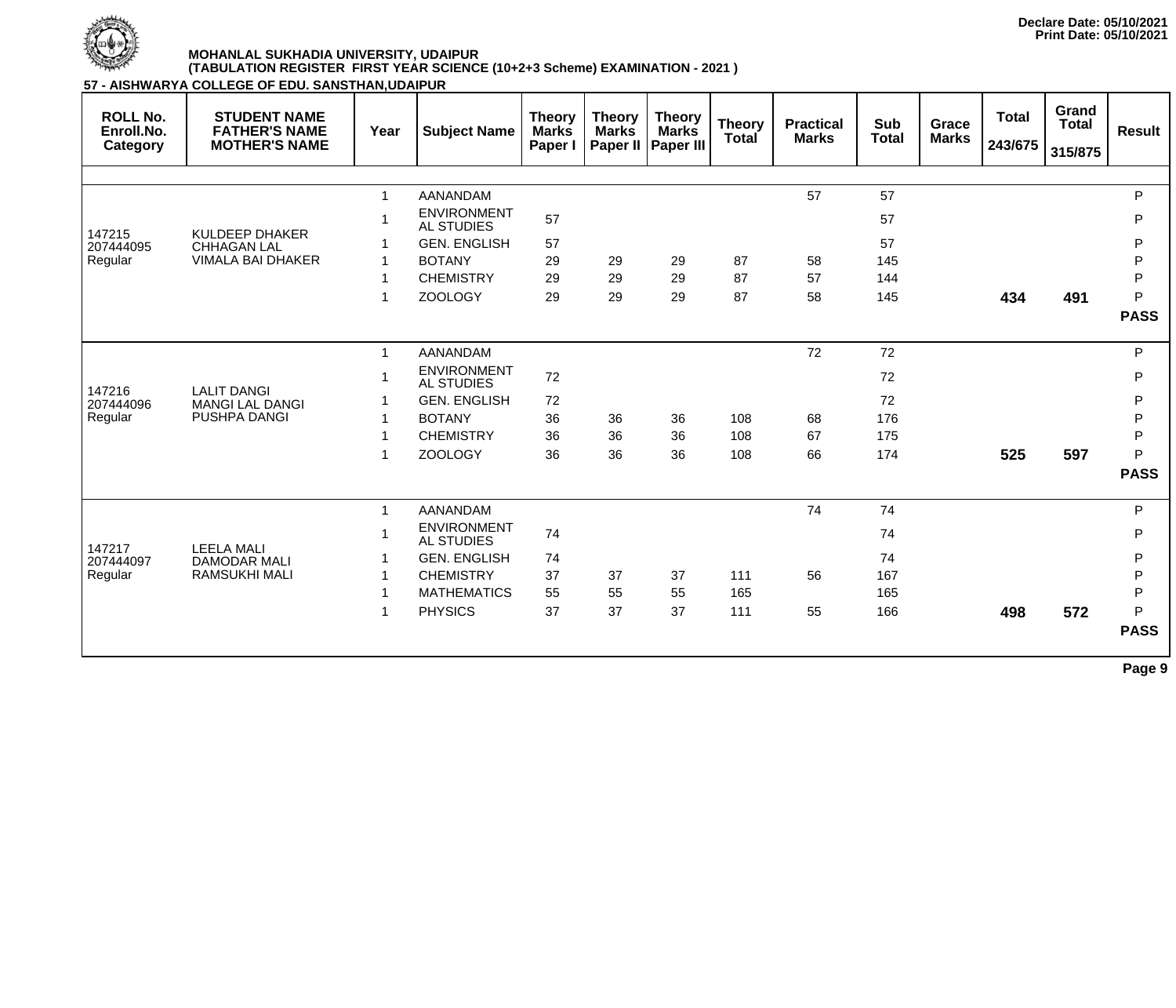Declare Date: 05/10/2021
Print Date: 05/10/2021

**MOHANLAL SUKHADIA UNIVERSITY, UDAIPUR**
**(TABULATION REGISTER FIRST YEAR SCIENCE (10+2+3 Scheme) EXAMINATION - 2021 )**

**57 - AISHWARYA COLLEGE OF EDU. SANSTHAN,UDAIPUR**

| ROLL No. Enroll.No. Category | STUDENT NAME FATHER'S NAME MOTHER'S NAME | Year | Subject Name | Theory Marks Paper I | Theory Marks Paper II | Theory Marks Paper III | Theory Total | Practical Marks | Sub Total | Grace Marks | Total 243/675 | Grand Total 315/875 | Result |
|---|---|---|---|---|---|---|---|---|---|---|---|---|---|
| 147215 207444095 Regular | KULDEEP DHAKER CHHAGAN LAL VIMALA BAI DHAKER | 1 | AANANDAM | | | | | 57 | 57 | | | | P |
| | | 1 | ENVIRONMENTAL STUDIES | 57 | | | | | 57 | | | | P |
| | | 1 | GEN. ENGLISH | 57 | | | | | 57 | | | | P |
| | | 1 | BOTANY | 29 | 29 | 29 | 87 | 58 | 145 | | | | P |
| | | 1 | CHEMISTRY | 29 | 29 | 29 | 87 | 57 | 144 | | | | P |
| | | 1 | ZOOLOGY | 29 | 29 | 29 | 87 | 58 | 145 | | **434** | **491** | P |
| | | | | | | | | | | | | | **PASS** |
| 147216 207444096 Regular | LALIT DANGI MANGI LAL DANGI PUSHPA DANGI | 1 | AANANDAM | | | | | 72 | 72 | | | | P |
| | | 1 | ENVIRONMENTAL STUDIES | 72 | | | | | 72 | | | | P |
| | | 1 | GEN. ENGLISH | 72 | | | | | 72 | | | | P |
| | | 1 | BOTANY | 36 | 36 | 36 | 108 | 68 | 176 | | | | P |
| | | 1 | CHEMISTRY | 36 | 36 | 36 | 108 | 67 | 175 | | | | P |
| | | 1 | ZOOLOGY | 36 | 36 | 36 | 108 | 66 | 174 | | **525** | **597** | P |
| | | | | | | | | | | | | | **PASS** |
| 147217 207444097 Regular | LEELA MALI DAMODAR MALI RAMSUKHI MALI | 1 | AANANDAM | | | | | 74 | 74 | | | | P |
| | | 1 | ENVIRONMENTAL STUDIES | 74 | | | | | 74 | | | | P |
| | | 1 | GEN. ENGLISH | 74 | | | | | 74 | | | | P |
| | | 1 | CHEMISTRY | 37 | 37 | 37 | 111 | 56 | 167 | | | | P |
| | | 1 | MATHEMATICS | 55 | 55 | 55 | 165 | | 165 | | | | P |
| | | 1 | PHYSICS | 37 | 37 | 37 | 111 | 55 | 166 | | **498** | **572** | P |
| | | | | | | | | | | | | | **PASS** |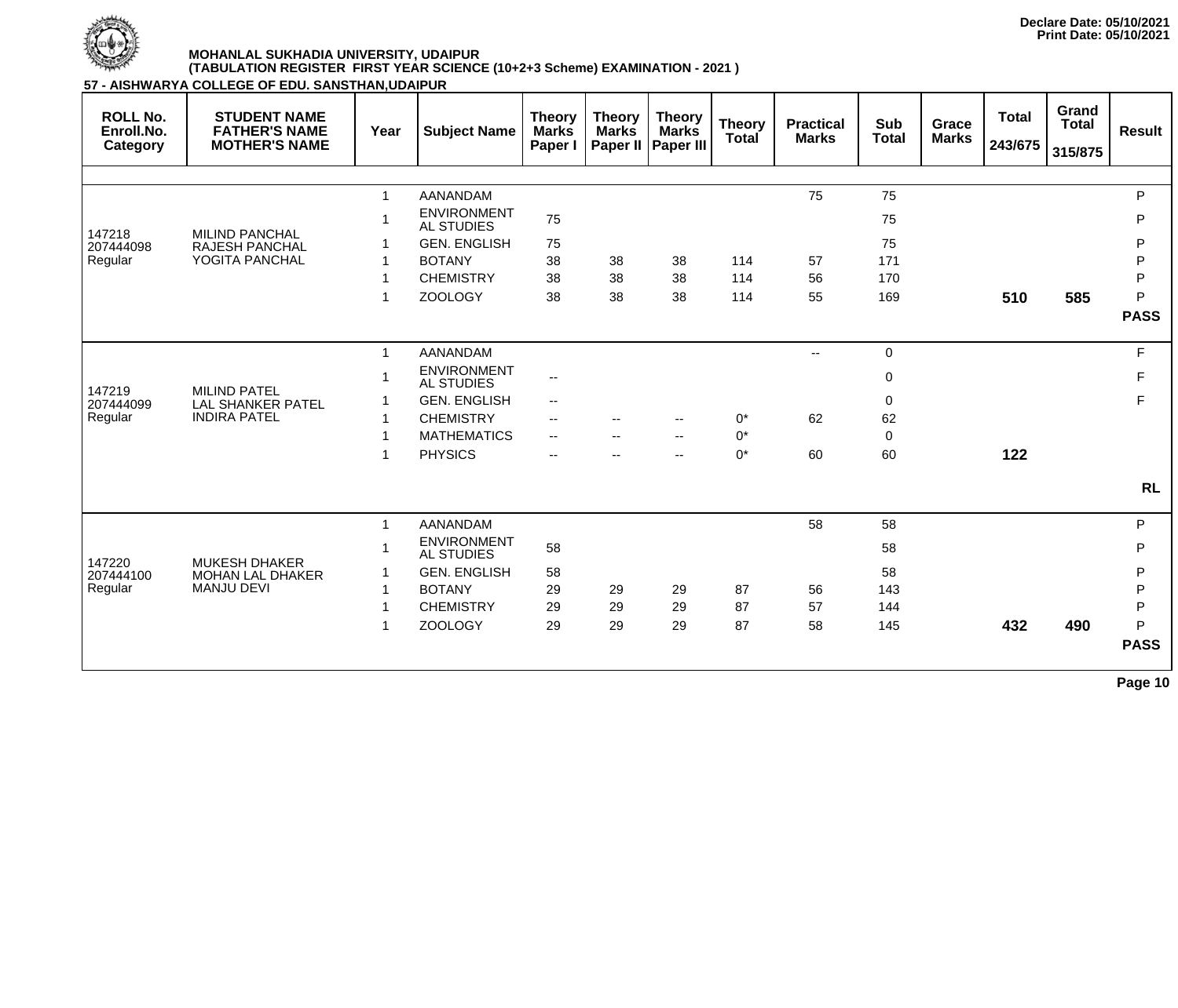Declare Date: 05/10/2021
Print Date: 05/10/2021

**MOHANLAL SUKHADIA UNIVERSITY, UDAIPUR**
**(TABULATION REGISTER FIRST YEAR SCIENCE (10+2+3 Scheme) EXAMINATION - 2021 )**

**57 - AISHWARYA COLLEGE OF EDU. SANSTHAN,UDAIPUR**

| ROLL No. Enroll.No. Category | STUDENT NAME FATHER'S NAME MOTHER'S NAME | Year | Subject Name | Theory Marks Paper I | Theory Marks Paper II | Theory Marks Paper III | Theory Total | Practical Marks | Sub Total | Grace Marks | Total 243/675 | Grand Total 315/875 | Result |
|---|---|---|---|---|---|---|---|---|---|---|---|---|---|
| 147218 207444098 Regular | MILIND PANCHAL RAJESH PANCHAL YOGITA PANCHAL | 1 | AANANDAM | | | | | 75 | 75 | | | | P |
| | | 1 | ENVIRONMENTAL STUDIES | 75 | | | | | 75 | | | | P |
| | | 1 | GEN. ENGLISH | 75 | | | | | 75 | | | | P |
| | | 1 | BOTANY | 38 | 38 | 38 | 114 | 57 | 171 | | | | P |
| | | 1 | CHEMISTRY | 38 | 38 | 38 | 114 | 56 | 170 | | | | P |
| | | 1 | ZOOLOGY | 38 | 38 | 38 | 114 | 55 | 169 | | **510** | **585** | P |
| | | | | | | | | | | | | | **PASS** |
| 147219 207444099 Regular | MILIND PATEL LAL SHANKER PATEL INDIRA PATEL | 1 | AANANDAM | | | | | -- | 0 | | | | F |
| | | 1 | ENVIRONMENTAL STUDIES | -- | | | | | 0 | | | | F |
| | | 1 | GEN. ENGLISH | -- | | | | | 0 | | | | F |
| | | 1 | CHEMISTRY | -- | -- | -- | 0* | 62 | 62 | | | | |
| | | 1 | MATHEMATICS | -- | -- | -- | 0* | | 0 | | | | |
| | | 1 | PHYSICS | -- | -- | -- | 0* | 60 | 60 | | **122** | | |
| | | | | | | | | | | | | | **RL** |
| 147220 207444100 Regular | MUKESH DHAKER MOHAN LAL DHAKER MANJU DEVI | 1 | AANANDAM | | | | | 58 | 58 | | | | P |
| | | 1 | ENVIRONMENTAL STUDIES | 58 | | | | | 58 | | | | P |
| | | 1 | GEN. ENGLISH | 58 | | | | | 58 | | | | P |
| | | 1 | BOTANY | 29 | 29 | 29 | 87 | 56 | 143 | | | | P |
| | | 1 | CHEMISTRY | 29 | 29 | 29 | 87 | 57 | 144 | | | | P |
| | | 1 | ZOOLOGY | 29 | 29 | 29 | 87 | 58 | 145 | | **432** | **490** | P |
| | | | | | | | | | | | | | **PASS** |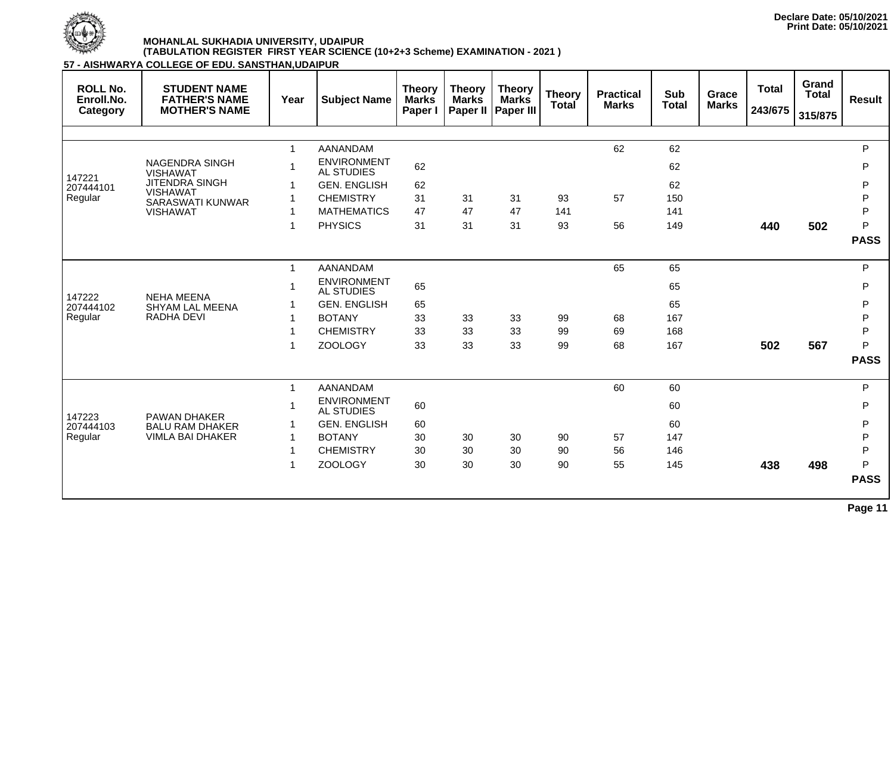Declare Date: 05/10/2021
Print Date: 05/10/2021

**MOHANLAL SUKHADIA UNIVERSITY, UDAIPUR**
**(TABULATION REGISTER FIRST YEAR SCIENCE (10+2+3 Scheme) EXAMINATION - 2021 )**

**57 - AISHWARYA COLLEGE OF EDU. SANSTHAN,UDAIPUR**

| ROLL No. Enroll.No. Category | STUDENT NAME FATHER'S NAME MOTHER'S NAME | Year | Subject Name | Theory Marks Paper I | Theory Marks Paper II | Theory Marks Paper III | Theory Total | Practical Marks | Sub Total | Grace Marks | Total 243/675 | Grand Total 315/875 | Result |
|---|---|---|---|---|---|---|---|---|---|---|---|---|---|
| 147221 207444101 Regular | NAGENDRA SINGH VISHAWAT JITENDRA SINGH VISHAWAT SARASWATI KUNWAR VISHAWAT | 1 | AANANDAM | | | | | 62 | 62 | | | | P |
| | | 1 | ENVIRONMENTAL STUDIES | 62 | | | | | 62 | | | | P |
| | | 1 | GEN. ENGLISH | 62 | | | | | 62 | | | | P |
| | | 1 | CHEMISTRY | 31 | 31 | 31 | 93 | 57 | 150 | | | | P |
| | | 1 | MATHEMATICS | 47 | 47 | 47 | 141 | | 141 | | | | P |
| | | 1 | PHYSICS | 31 | 31 | 31 | 93 | 56 | 149 | | **440** | **502** | P |
| | | | | | | | | | | | | | **PASS** |
| 147222 207444102 Regular | NEHA MEENA SHYAM LAL MEENA RADHA DEVI | 1 | AANANDAM | | | | | 65 | 65 | | | | P |
| | | 1 | ENVIRONMENTAL STUDIES | 65 | | | | | 65 | | | | P |
| | | 1 | GEN. ENGLISH | 65 | | | | | 65 | | | | P |
| | | 1 | BOTANY | 33 | 33 | 33 | 99 | 68 | 167 | | | | P |
| | | 1 | CHEMISTRY | 33 | 33 | 33 | 99 | 69 | 168 | | | | P |
| | | 1 | ZOOLOGY | 33 | 33 | 33 | 99 | 68 | 167 | | **502** | **567** | P |
| | | | | | | | | | | | | | **PASS** |
| 147223 207444103 Regular | PAWAN DHAKER BALU RAM DHAKER VIMLA BAI DHAKER | 1 | AANANDAM | | | | | 60 | 60 | | | | P |
| | | 1 | ENVIRONMENTAL STUDIES | 60 | | | | | 60 | | | | P |
| | | 1 | GEN. ENGLISH | 60 | | | | | 60 | | | | P |
| | | 1 | BOTANY | 30 | 30 | 30 | 90 | 57 | 147 | | | | P |
| | | 1 | CHEMISTRY | 30 | 30 | 30 | 90 | 56 | 146 | | | | P |
| | | 1 | ZOOLOGY | 30 | 30 | 30 | 90 | 55 | 145 | | **438** | **498** | P |
| | | | | | | | | | | | | | **PASS** |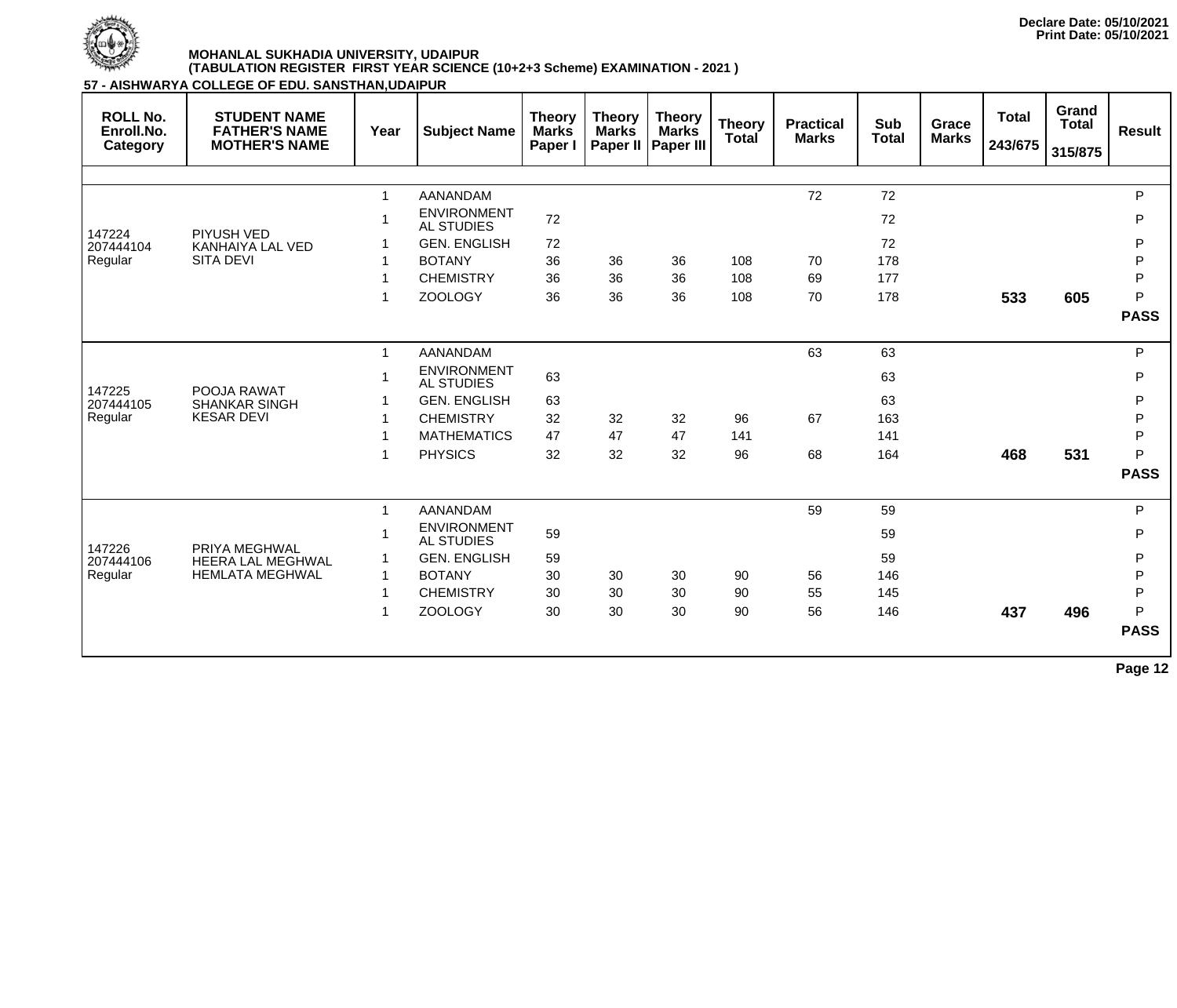Declare Date: 05/10/2021
Print Date: 05/10/2021

**MOHANLAL SUKHADIA UNIVERSITY, UDAIPUR**
**(TABULATION REGISTER FIRST YEAR SCIENCE (10+2+3 Scheme) EXAMINATION - 2021 )**

**57 - AISHWARYA COLLEGE OF EDU. SANSTHAN,UDAIPUR**

| ROLL No. Enroll.No. Category | STUDENT NAME FATHER'S NAME MOTHER'S NAME | Year | Subject Name | Theory Marks Paper I | Theory Marks Paper II | Theory Marks Paper III | Theory Total | Practical Marks | Sub Total | Grace Marks | Total 243/675 | Grand Total 315/875 | Result |
|---|---|---|---|---|---|---|---|---|---|---|---|---|---|
| 147224 | PIYUSH VED | 1 | AANANDAM | | | | | 72 | 72 | | | | P |
| 207444104 | KANHAIYA LAL VED | 1 | ENVIRONMENTAL STUDIES | 72 | | | | | 72 | | | | P |
| Regular | SITA DEVI | 1 | GEN. ENGLISH | 72 | | | | | 72 | | | | P |
| | | 1 | BOTANY | 36 | 36 | 36 | 108 | 70 | 178 | | | | P |
| | | 1 | CHEMISTRY | 36 | 36 | 36 | 108 | 69 | 177 | | | | P |
| | | 1 | ZOOLOGY | 36 | 36 | 36 | 108 | 70 | 178 | | **533** | **605** | P |
| | | | | | | | | | | | | | **PASS** |
| 147225 | POOJA RAWAT | 1 | AANANDAM | | | | | 63 | 63 | | | | P |
| 207444105 | SHANKAR SINGH | 1 | ENVIRONMENTAL STUDIES | 63 | | | | | 63 | | | | P |
| Regular | KESAR DEVI | 1 | GEN. ENGLISH | 63 | | | | | 63 | | | | P |
| | | 1 | CHEMISTRY | 32 | 32 | 32 | 96 | 67 | 163 | | | | P |
| | | 1 | MATHEMATICS | 47 | 47 | 47 | 141 | | 141 | | | | P |
| | | 1 | PHYSICS | 32 | 32 | 32 | 96 | 68 | 164 | | **468** | **531** | P |
| | | | | | | | | | | | | | **PASS** |
| 147226 | PRIYA MEGHWAL | 1 | AANANDAM | | | | | 59 | 59 | | | | P |
| 207444106 | HEERA LAL MEGHWAL | 1 | ENVIRONMENTAL STUDIES | 59 | | | | | 59 | | | | P |
| Regular | HEMLATA MEGHWAL | 1 | GEN. ENGLISH | 59 | | | | | 59 | | | | P |
| | | 1 | BOTANY | 30 | 30 | 30 | 90 | 56 | 146 | | | | P |
| | | 1 | CHEMISTRY | 30 | 30 | 30 | 90 | 55 | 145 | | | | P |
| | | 1 | ZOOLOGY | 30 | 30 | 30 | 90 | 56 | 146 | | **437** | **496** | P |
| | | | | | | | | | | | | | **PASS** |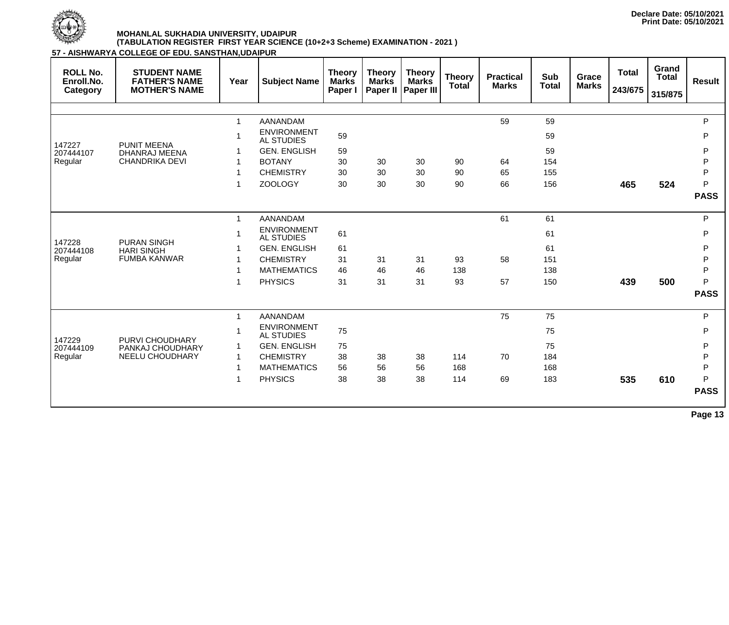Declare Date: 05/10/2021
Print Date: 05/10/2021

**MOHANLAL SUKHADIA UNIVERSITY, UDAIPUR**
**(TABULATION REGISTER FIRST YEAR SCIENCE (10+2+3 Scheme) EXAMINATION - 2021 )**

**57 - AISHWARYA COLLEGE OF EDU. SANSTHAN,UDAIPUR**

| ROLL No. Enroll.No. Category | STUDENT NAME FATHER'S NAME MOTHER'S NAME | Year | Subject Name | Theory Marks Paper I | Theory Marks Paper II | Theory Marks Paper III | Theory Total | Practical Marks | Sub Total | Grace Marks | Total 243/675 | Grand Total 315/875 | Result |
|---|---|---|---|---|---|---|---|---|---|---|---|---|---|
| 147227 207444107 Regular | PUNIT MEENA DHANRAJ MEENA CHANDRIKA DEVI | 1 | AANANDAM | | | | | 59 | 59 | | | | P |
| | | 1 | ENVIRONMENTAL STUDIES | 59 | | | | | 59 | | | | P |
| | | 1 | GEN. ENGLISH | 59 | | | | | 59 | | | | P |
| | | 1 | BOTANY | 30 | 30 | 30 | 90 | 64 | 154 | | | | P |
| | | 1 | CHEMISTRY | 30 | 30 | 30 | 90 | 65 | 155 | | | | P |
| | | 1 | ZOOLOGY | 30 | 30 | 30 | 90 | 66 | 156 | | **465** | **524** | P |
| | | | | | | | | | | | | | **PASS** |
| 147228 207444108 Regular | PURAN SINGH HARI SINGH FUMBA KANWAR | 1 | AANANDAM | | | | | 61 | 61 | | | | P |
| | | 1 | ENVIRONMENTAL STUDIES | 61 | | | | | 61 | | | | P |
| | | 1 | GEN. ENGLISH | 61 | | | | | 61 | | | | P |
| | | 1 | CHEMISTRY | 31 | 31 | 31 | 93 | 58 | 151 | | | | P |
| | | 1 | MATHEMATICS | 46 | 46 | 46 | 138 | | 138 | | | | P |
| | | 1 | PHYSICS | 31 | 31 | 31 | 93 | 57 | 150 | | **439** | **500** | P |
| | | | | | | | | | | | | | **PASS** |
| 147229 207444109 Regular | PURVI CHOUDHARY PANKAJ CHOUDHARY NEELU CHOUDHARY | 1 | AANANDAM | | | | | 75 | 75 | | | | P |
| | | 1 | ENVIRONMENTAL STUDIES | 75 | | | | | 75 | | | | P |
| | | 1 | GEN. ENGLISH | 75 | | | | | 75 | | | | P |
| | | 1 | CHEMISTRY | 38 | 38 | 38 | 114 | 70 | 184 | | | | P |
| | | 1 | MATHEMATICS | 56 | 56 | 56 | 168 | | 168 | | | | P |
| | | 1 | PHYSICS | 38 | 38 | 38 | 114 | 69 | 183 | | **535** | **610** | P |
| | | | | | | | | | | | | | **PASS** |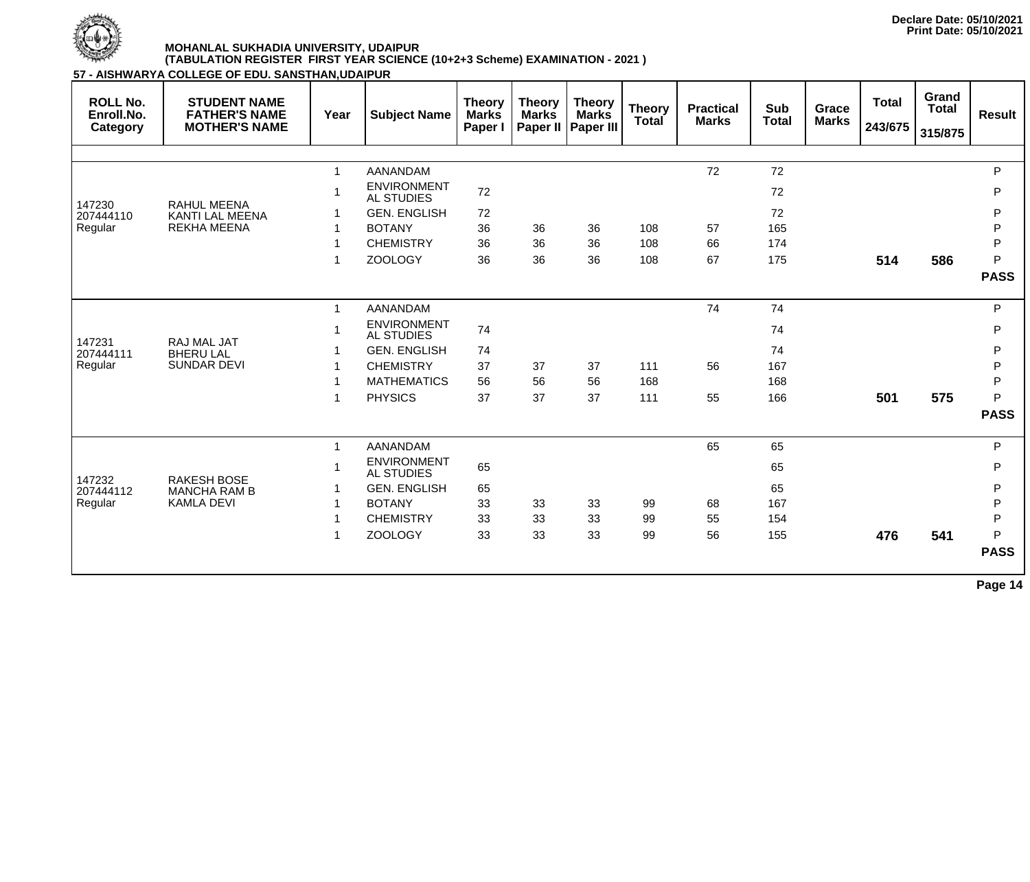Declare Date: 05/10/2021
Print Date: 05/10/2021

**MOHANLAL SUKHADIA UNIVERSITY, UDAIPUR**
**(TABULATION REGISTER FIRST YEAR SCIENCE (10+2+3 Scheme) EXAMINATION - 2021 )**

**57 - AISHWARYA COLLEGE OF EDU. SANSTHAN,UDAIPUR**

| ROLL No. Enroll.No. Category | STUDENT NAME FATHER'S NAME MOTHER'S NAME | Year | Subject Name | Theory Marks Paper I | Theory Marks Paper II | Theory Marks Paper III | Theory Total | Practical Marks | Sub Total | Grace Marks | Total 243/675 | Grand Total 315/875 | Result |
|---|---|---|---|---|---|---|---|---|---|---|---|---|---|
| 147230 207444110 Regular | RAHUL MEENA KANTI LAL MEENA REKHA MEENA | 1 | AANANDAM | | | | | 72 | 72 | | | | P |
| | | 1 | ENVIRONMENTAL STUDIES | 72 | | | | | 72 | | | | P |
| | | 1 | GEN. ENGLISH | 72 | | | | | 72 | | | | P |
| | | 1 | BOTANY | 36 | 36 | 36 | 108 | 57 | 165 | | | | P |
| | | 1 | CHEMISTRY | 36 | 36 | 36 | 108 | 66 | 174 | | | | P |
| | | 1 | ZOOLOGY | 36 | 36 | 36 | 108 | 67 | 175 | | **514** | **586** | P |
| | | | | | | | | | | | | | **PASS** |
| 147231 207444111 Regular | RAJ MAL JAT BHERU LAL SUNDAR DEVI | 1 | AANANDAM | | | | | 74 | 74 | | | | P |
| | | 1 | ENVIRONMENTAL STUDIES | 74 | | | | | 74 | | | | P |
| | | 1 | GEN. ENGLISH | 74 | | | | | 74 | | | | P |
| | | 1 | CHEMISTRY | 37 | 37 | 37 | 111 | 56 | 167 | | | | P |
| | | 1 | MATHEMATICS | 56 | 56 | 56 | 168 | | 168 | | | | P |
| | | 1 | PHYSICS | 37 | 37 | 37 | 111 | 55 | 166 | | **501** | **575** | P |
| | | | | | | | | | | | | | **PASS** |
| 147232 207444112 Regular | RAKESH BOSE MANCHA RAM B KAMLA DEVI | 1 | AANANDAM | | | | | 65 | 65 | | | | P |
| | | 1 | ENVIRONMENTAL STUDIES | 65 | | | | | 65 | | | | P |
| | | 1 | GEN. ENGLISH | 65 | | | | | 65 | | | | P |
| | | 1 | BOTANY | 33 | 33 | 33 | 99 | 68 | 167 | | | | P |
| | | 1 | CHEMISTRY | 33 | 33 | 33 | 99 | 55 | 154 | | | | P |
| | | 1 | ZOOLOGY | 33 | 33 | 33 | 99 | 56 | 155 | | **476** | **541** | P |
| | | | | | | | | | | | | | **PASS** |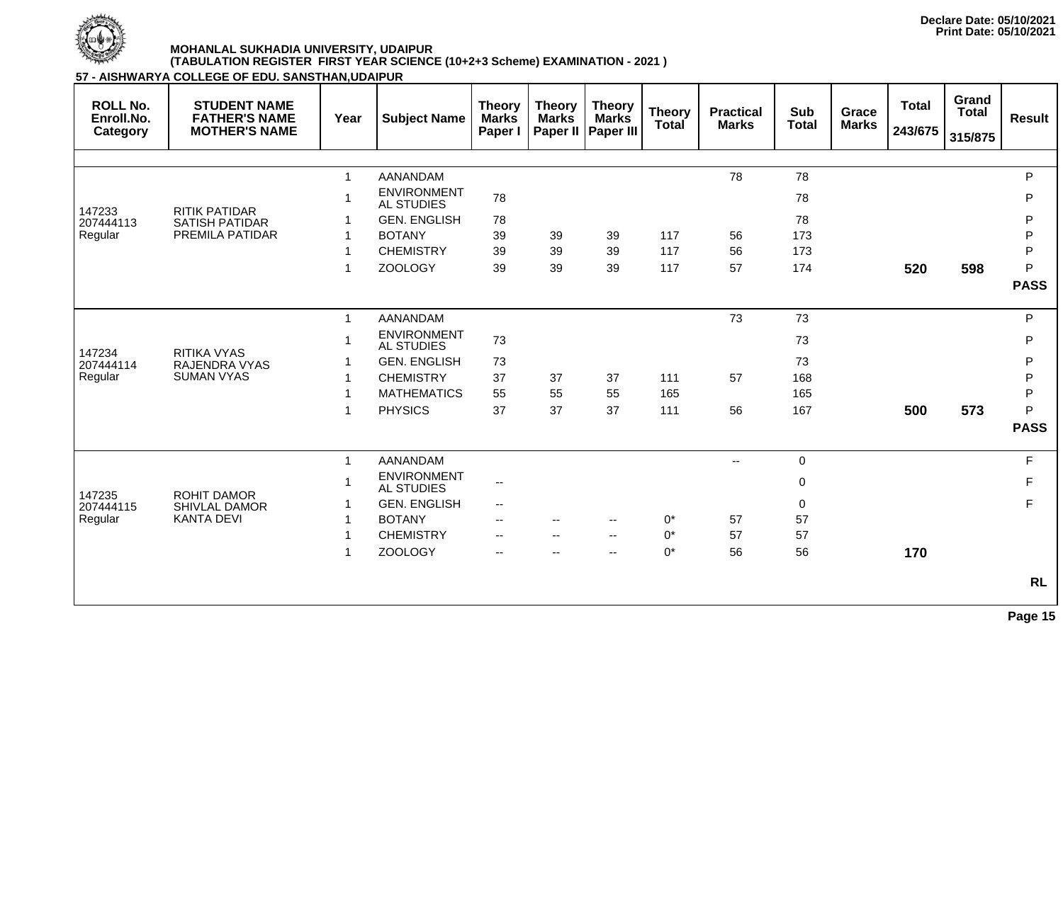Declare Date: 05/10/2021
Print Date: 05/10/2021

**MOHANLAL SUKHADIA UNIVERSITY, UDAIPUR**
**(TABULATION REGISTER FIRST YEAR SCIENCE (10+2+3 Scheme) EXAMINATION - 2021 )**

**57 - AISHWARYA COLLEGE OF EDU. SANSTHAN,UDAIPUR**

| ROLL No. Enroll.No. Category | STUDENT NAME FATHER'S NAME MOTHER'S NAME | Year | Subject Name | Theory Marks Paper I | Theory Marks Paper II | Theory Marks Paper III | Theory Total | Practical Marks | Sub Total | Grace Marks | Total 243/675 | Grand Total 315/875 | Result |
|---|---|---|---|---|---|---|---|---|---|---|---|---|---|
| 147233 | RITIK PATIDAR | 1 | AANANDAM | | | | | 78 | 78 | | | | P |
| 207444113 | SATISH PATIDAR | 1 | ENVIRONMENTAL STUDIES | 78 | | | | | 78 | | | | P |
| Regular | PREMILA PATIDAR | 1 | GEN. ENGLISH | 78 | | | | | 78 | | | | P |
| | | 1 | BOTANY | 39 | 39 | 39 | 117 | 56 | 173 | | | | P |
| | | 1 | CHEMISTRY | 39 | 39 | 39 | 117 | 56 | 173 | | | | P |
| | | 1 | ZOOLOGY | 39 | 39 | 39 | 117 | 57 | 174 | | **520** | **598** | P |
| | | | | | | | | | | | | | **PASS** |
| 147234 | RITIKA VYAS | 1 | AANANDAM | | | | | 73 | 73 | | | | P |
| 207444114 | RAJENDRA VYAS | 1 | ENVIRONMENTAL STUDIES | 73 | | | | | 73 | | | | P |
| Regular | SUMAN VYAS | 1 | GEN. ENGLISH | 73 | | | | | 73 | | | | P |
| | | 1 | CHEMISTRY | 37 | 37 | 37 | 111 | 57 | 168 | | | | P |
| | | 1 | MATHEMATICS | 55 | 55 | 55 | 165 | | 165 | | | | P |
| | | 1 | PHYSICS | 37 | 37 | 37 | 111 | 56 | 167 | | **500** | **573** | P |
| | | | | | | | | | | | | | **PASS** |
| 147235 | ROHIT DAMOR | 1 | AANANDAM | | | | | -- | 0 | | | | F |
| 207444115 | SHIVLAL DAMOR | 1 | ENVIRONMENTAL STUDIES | -- | | | | | 0 | | | | F |
| Regular | KANTA DEVI | 1 | GEN. ENGLISH | -- | | | | | 0 | | | | F |
| | | 1 | BOTANY | -- | -- | -- | 0* | 57 | 57 | | | | |
| | | 1 | CHEMISTRY | -- | -- | -- | 0* | 57 | 57 | | | | |
| | | 1 | ZOOLOGY | -- | -- | -- | 0* | 56 | 56 | | **170** | | |
| | | | | | | | | | | | | | **RL** |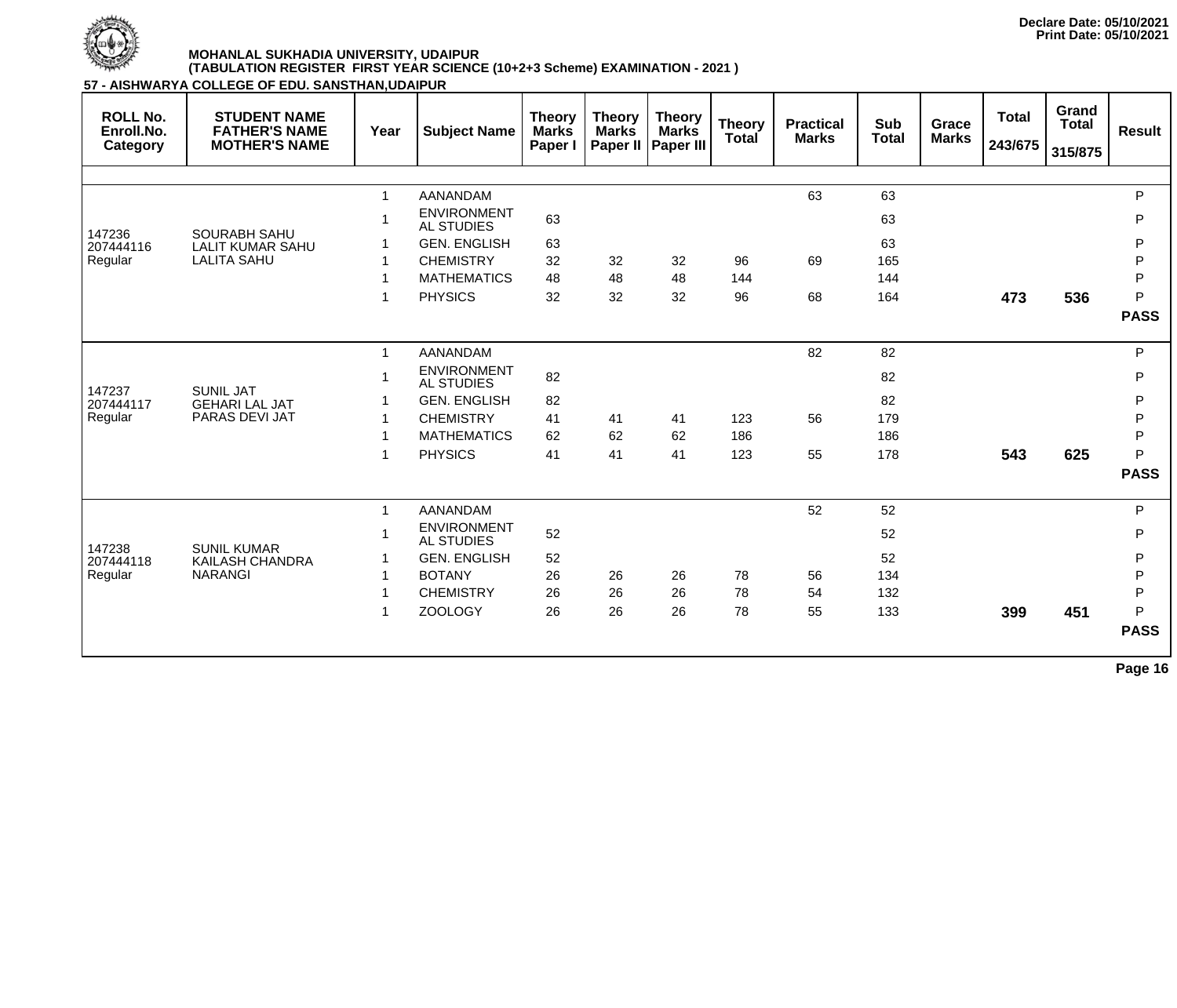Declare Date: 05/10/2021
Print Date: 05/10/2021

**MOHANLAL SUKHADIA UNIVERSITY, UDAIPUR**
**(TABULATION REGISTER FIRST YEAR SCIENCE (10+2+3 Scheme) EXAMINATION - 2021 )**

**57 - AISHWARYA COLLEGE OF EDU. SANSTHAN,UDAIPUR**

| ROLL No. Enroll.No. Category | STUDENT NAME FATHER'S NAME MOTHER'S NAME | Year | Subject Name | Theory Marks Paper I | Theory Marks Paper II | Theory Marks Paper III | Theory Total | Practical Marks | Sub Total | Grace Marks | Total 243/675 | Grand Total 315/875 | Result |
|---|---|---|---|---|---|---|---|---|---|---|---|---|---|
| 147236 207444116 Regular | SOURABH SAHU LALIT KUMAR SAHU LALITA SAHU | 1 | AANANDAM | | | | | 63 | 63 | | | | P |
| | | 1 | ENVIRONMENTAL STUDIES | 63 | | | | | 63 | | | | P |
| | | 1 | GEN. ENGLISH | 63 | | | | | 63 | | | | P |
| | | 1 | CHEMISTRY | 32 | 32 | 32 | 96 | 69 | 165 | | | | P |
| | | 1 | MATHEMATICS | 48 | 48 | 48 | 144 | | 144 | | | | P |
| | | 1 | PHYSICS | 32 | 32 | 32 | 96 | 68 | 164 | | **473** | **536** | P |
| | | | | | | | | | | | | | **PASS** |
| 147237 207444117 Regular | SUNIL JAT GEHARI LAL JAT PARAS DEVI JAT | 1 | AANANDAM | | | | | 82 | 82 | | | | P |
| | | 1 | ENVIRONMENTAL STUDIES | 82 | | | | | 82 | | | | P |
| | | 1 | GEN. ENGLISH | 82 | | | | | 82 | | | | P |
| | | 1 | CHEMISTRY | 41 | 41 | 41 | 123 | 56 | 179 | | | | P |
| | | 1 | MATHEMATICS | 62 | 62 | 62 | 186 | | 186 | | | | P |
| | | 1 | PHYSICS | 41 | 41 | 41 | 123 | 55 | 178 | | **543** | **625** | P |
| | | | | | | | | | | | | | **PASS** |
| 147238 207444118 Regular | SUNIL KUMAR KAILASH CHANDRA NARANGI | 1 | AANANDAM | | | | | 52 | 52 | | | | P |
| | | 1 | ENVIRONMENTAL STUDIES | 52 | | | | | 52 | | | | P |
| | | 1 | GEN. ENGLISH | 52 | | | | | 52 | | | | P |
| | | 1 | BOTANY | 26 | 26 | 26 | 78 | 56 | 134 | | | | P |
| | | 1 | CHEMISTRY | 26 | 26 | 26 | 78 | 54 | 132 | | | | P |
| | | 1 | ZOOLOGY | 26 | 26 | 26 | 78 | 55 | 133 | | **399** | **451** | P |
| | | | | | | | | | | | | | **PASS** |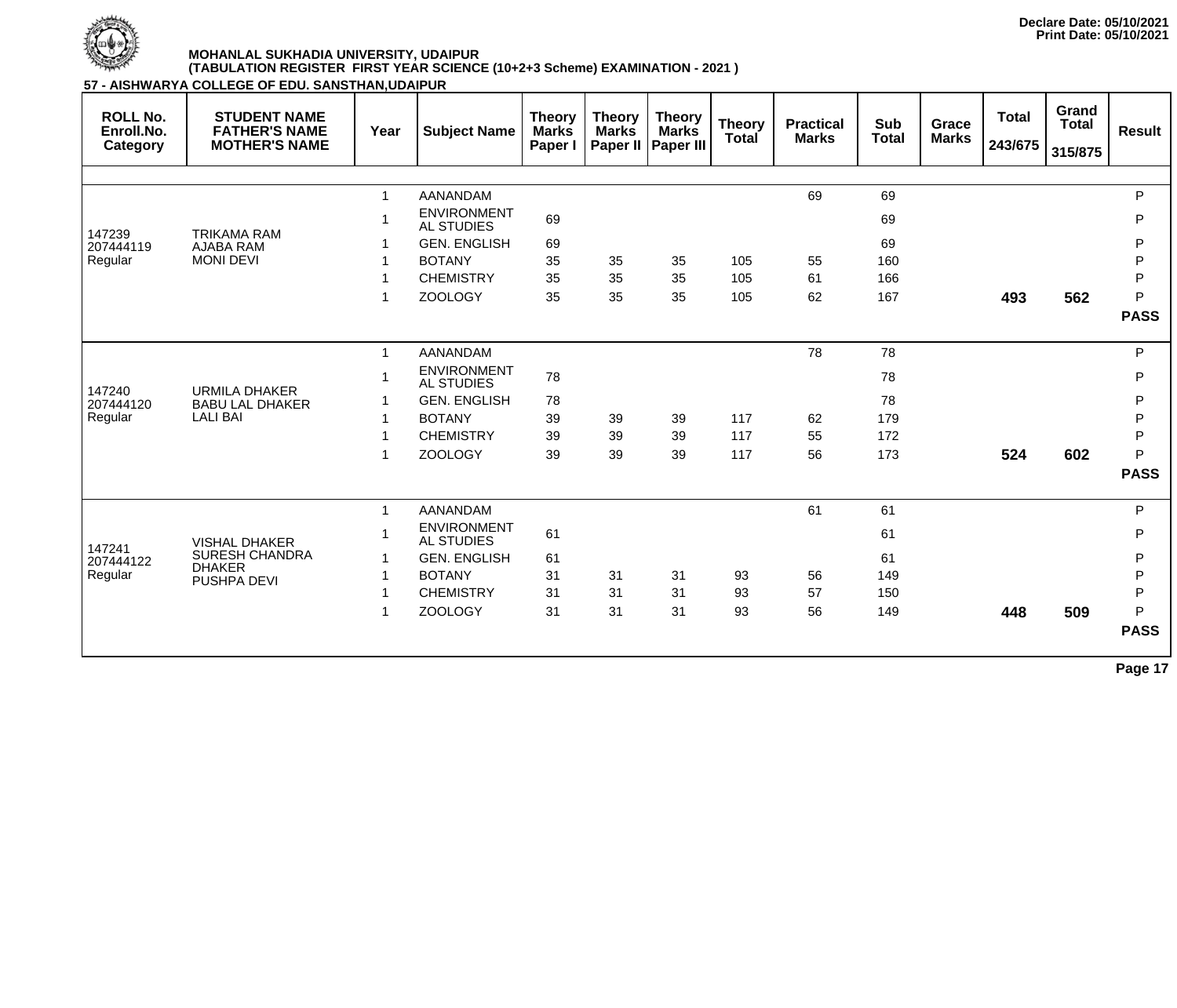Declare Date: 05/10/2021
Print Date: 05/10/2021

**MOHANLAL SUKHADIA UNIVERSITY, UDAIPUR**
**(TABULATION REGISTER FIRST YEAR SCIENCE (10+2+3 Scheme) EXAMINATION - 2021 )**

**57 - AISHWARYA COLLEGE OF EDU. SANSTHAN,UDAIPUR**

| ROLL No. Enroll.No. Category | STUDENT NAME FATHER'S NAME MOTHER'S NAME | Year | Subject Name | Theory Marks Paper I | Theory Marks Paper II | Theory Marks Paper III | Theory Total | Practical Marks | Sub Total | Grace Marks | Total 243/675 | Grand Total 315/875 | Result |
|---|---|---|---|---|---|---|---|---|---|---|---|---|---|
| 147239 207444119 Regular | TRIKAMA RAM AJABA RAM MONI DEVI | 1 | AANANDAM | | | | | 69 | 69 | | | | P |
| | | 1 | ENVIRONMENTAL STUDIES | 69 | | | | | 69 | | | | P |
| | | 1 | GEN. ENGLISH | 69 | | | | | 69 | | | | P |
| | | 1 | BOTANY | 35 | 35 | 35 | 105 | 55 | 160 | | | | P |
| | | 1 | CHEMISTRY | 35 | 35 | 35 | 105 | 61 | 166 | | | | P |
| | | 1 | ZOOLOGY | 35 | 35 | 35 | 105 | 62 | 167 | | **493** | **562** | P |
| | | | | | | | | | | | | | **PASS** |
| 147240 207444120 Regular | URMILA DHAKER BABU LAL DHAKER LALI BAI | 1 | AANANDAM | | | | | 78 | 78 | | | | P |
| | | 1 | ENVIRONMENTAL STUDIES | 78 | | | | | 78 | | | | P |
| | | 1 | GEN. ENGLISH | 78 | | | | | 78 | | | | P |
| | | 1 | BOTANY | 39 | 39 | 39 | 117 | 62 | 179 | | | | P |
| | | 1 | CHEMISTRY | 39 | 39 | 39 | 117 | 55 | 172 | | | | P |
| | | 1 | ZOOLOGY | 39 | 39 | 39 | 117 | 56 | 173 | | **524** | **602** | P |
| | | | | | | | | | | | | | **PASS** |
| 147241 207444122 Regular | VISHAL DHAKER SURESH CHANDRA DHAKER PUSHPA DEVI | 1 | AANANDAM | | | | | 61 | 61 | | | | P |
| | | 1 | ENVIRONMENTAL STUDIES | 61 | | | | | 61 | | | | P |
| | | 1 | GEN. ENGLISH | 61 | | | | | 61 | | | | P |
| | | 1 | BOTANY | 31 | 31 | 31 | 93 | 56 | 149 | | | | P |
| | | 1 | CHEMISTRY | 31 | 31 | 31 | 93 | 57 | 150 | | | | P |
| | | 1 | ZOOLOGY | 31 | 31 | 31 | 93 | 56 | 149 | | **448** | **509** | P |
| | | | | | | | | | | | | | **PASS** |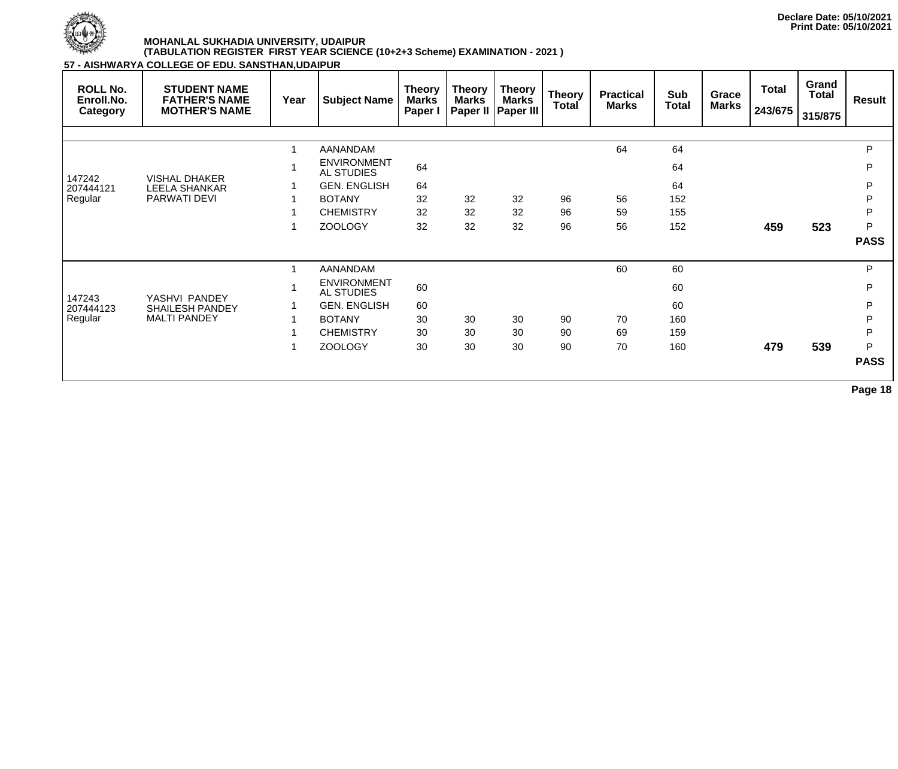Declare Date: 05/10/2021
Print Date: 05/10/2021

**MOHANLAL SUKHADIA UNIVERSITY, UDAIPUR**
**(TABULATION REGISTER FIRST YEAR SCIENCE (10+2+3 Scheme) EXAMINATION - 2021 )**

**57 - AISHWARYA COLLEGE OF EDU. SANSTHAN,UDAIPUR**

| ROLL No. Enroll.No. Category | STUDENT NAME FATHER'S NAME MOTHER'S NAME | Year | Subject Name | Theory Marks Paper I | Theory Marks Paper II | Theory Marks Paper III | Theory Total | Practical Marks | Sub Total | Grace Marks | Total 243/675 | Grand Total 315/875 | Result |
|---|---|---|---|---|---|---|---|---|---|---|---|---|---|
| 147242 207444121 Regular | VISHAL DHAKER LEELA SHANKAR PARWATI DEVI | 1 | AANANDAM | | | | | 64 | 64 | | | | P |
| | | 1 | ENVIRONMENTAL STUDIES | 64 | | | | | 64 | | | | P |
| | | 1 | GEN. ENGLISH | 64 | | | | | 64 | | | | P |
| | | 1 | BOTANY | 32 | 32 | 32 | 96 | 56 | 152 | | | | P |
| | | 1 | CHEMISTRY | 32 | 32 | 32 | 96 | 59 | 155 | | | | P |
| | | 1 | ZOOLOGY | 32 | 32 | 32 | 96 | 56 | 152 | | **459** | **523** | P |
| | | | | | | | | | | | | | **PASS** |
| 147243 207444123 Regular | YASHVI PANDEY SHAILESH PANDEY MALTI PANDEY | 1 | AANANDAM | | | | | 60 | 60 | | | | P |
| | | 1 | ENVIRONMENTAL STUDIES | 60 | | | | | 60 | | | | P |
| | | 1 | GEN. ENGLISH | 60 | | | | | 60 | | | | P |
| | | 1 | BOTANY | 30 | 30 | 30 | 90 | 70 | 160 | | | | P |
| | | 1 | CHEMISTRY | 30 | 30 | 30 | 90 | 69 | 159 | | | | P |
| | | 1 | ZOOLOGY | 30 | 30 | 30 | 90 | 70 | 160 | | **479** | **539** | P |
| | | | | | | | | | | | | | **PASS** |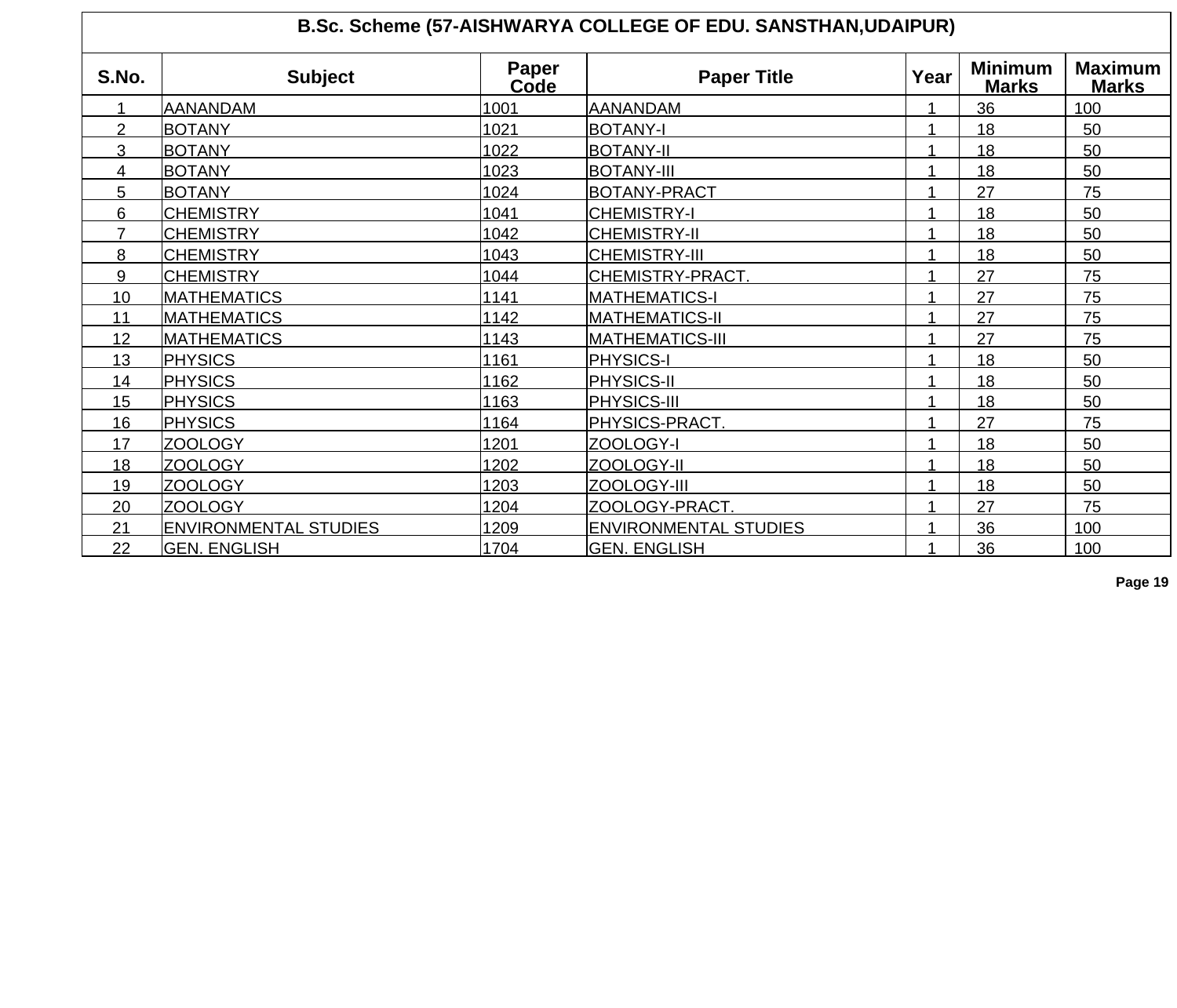| B.Sc. Scheme (57-AISHWARYA COLLEGE OF EDU. SANSTHAN,UDAIPUR) | | | | | | |
|---|---|---|---|---|---|---|
| **S.No.** | **Subject** | **Paper Code** | **Paper Title** | **Year** | **Minimum Marks** | **Maximum Marks** |
| 1 | AANANDAM | 1001 | AANANDAM | 1 | 36 | 100 |
| 2 | BOTANY | 1021 | BOTANY-I | 1 | 18 | 50 |
| 3 | BOTANY | 1022 | BOTANY-II | 1 | 18 | 50 |
| 4 | BOTANY | 1023 | BOTANY-III | 1 | 18 | 50 |
| 5 | BOTANY | 1024 | BOTANY-PRACT | 1 | 27 | 75 |
| 6 | CHEMISTRY | 1041 | CHEMISTRY-I | 1 | 18 | 50 |
| 7 | CHEMISTRY | 1042 | CHEMISTRY-II | 1 | 18 | 50 |
| 8 | CHEMISTRY | 1043 | CHEMISTRY-III | 1 | 18 | 50 |
| 9 | CHEMISTRY | 1044 | CHEMISTRY-PRACT. | 1 | 27 | 75 |
| 10 | MATHEMATICS | 1141 | MATHEMATICS-I | 1 | 27 | 75 |
| 11 | MATHEMATICS | 1142 | MATHEMATICS-II | 1 | 27 | 75 |
| 12 | MATHEMATICS | 1143 | MATHEMATICS-III | 1 | 27 | 75 |
| 13 | PHYSICS | 1161 | PHYSICS-I | 1 | 18 | 50 |
| 14 | PHYSICS | 1162 | PHYSICS-II | 1 | 18 | 50 |
| 15 | PHYSICS | 1163 | PHYSICS-III | 1 | 18 | 50 |
| 16 | PHYSICS | 1164 | PHYSICS-PRACT. | 1 | 27 | 75 |
| 17 | ZOOLOGY | 1201 | ZOOLOGY-I | 1 | 18 | 50 |
| 18 | ZOOLOGY | 1202 | ZOOLOGY-II | 1 | 18 | 50 |
| 19 | ZOOLOGY | 1203 | ZOOLOGY-III | 1 | 18 | 50 |
| 20 | ZOOLOGY | 1204 | ZOOLOGY-PRACT. | 1 | 27 | 75 |
| 21 | ENVIRONMENTAL STUDIES | 1209 | ENVIRONMENTAL STUDIES | 1 | 36 | 100 |
| 22 | GEN. ENGLISH | 1704 | GEN. ENGLISH | 1 | 36 | 100 |